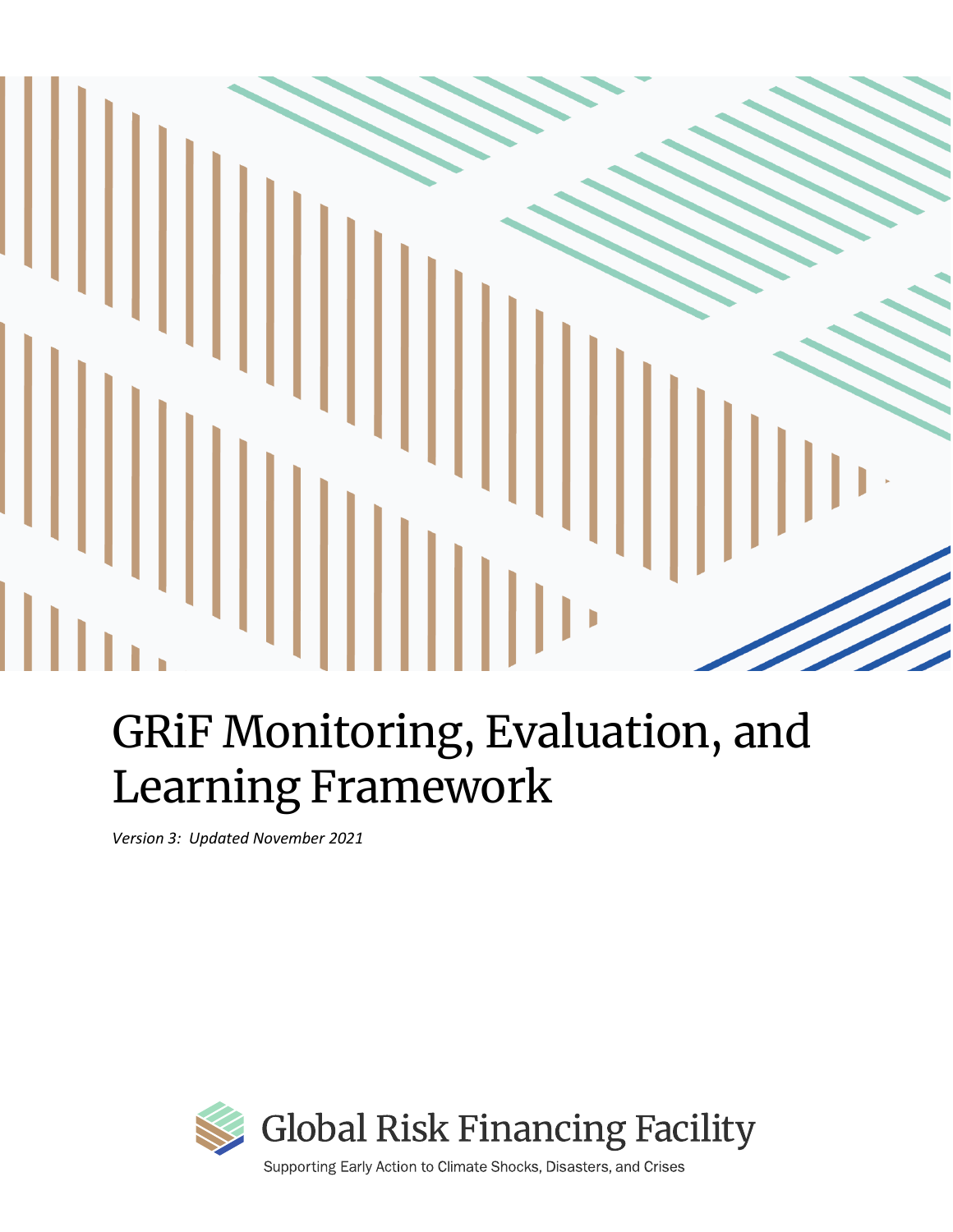# GRiF Monitoring, Evaluation, and Learning Framework

*Version 3: Updated November 2021*

Global Risk Financing Facility

Supporting Early Action to Climate Shocks, Disasters, and Crises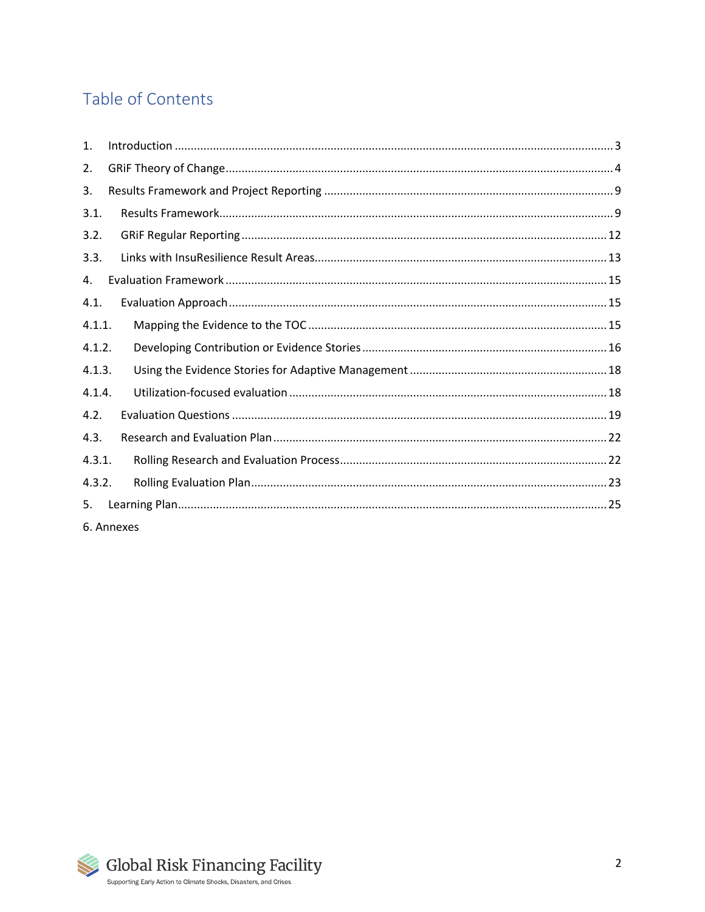# Table of Contents

1. Introduction ........................................................................................................................................ 3
2. GRiF Theory of Change......................................................................................................................... 4
3. Results Framework and Project Reporting .......................................................................................... 9
3.1. Results Framework.......................................................................................................................... 9
3.2. GRiF Regular Reporting ................................................................................................................. 12
3.3. Links with InsuResilience Result Areas........................................................................................... 13
4. Evaluation Framework ...................................................................................................................... 15
4.1. Evaluation Approach..................................................................................................................... 15
4.1.1. Mapping the Evidence to the TOC ............................................................................................ 15
4.1.2. Developing Contribution or Evidence Stories ............................................................................ 16
4.1.3. Using the Evidence Stories for Adaptive Management ............................................................. 18
4.1.4. Utilization-focused evaluation .................................................................................................. 18
4.2. Evaluation Questions .................................................................................................................... 19
4.3. Research and Evaluation Plan ........................................................................................................ 22
4.3.1. Rolling Research and Evaluation Process.................................................................................. 22
4.3.2. Rolling Evaluation Plan.............................................................................................................. 23
5. Learning Plan..................................................................................................................................... 25
6. Annexes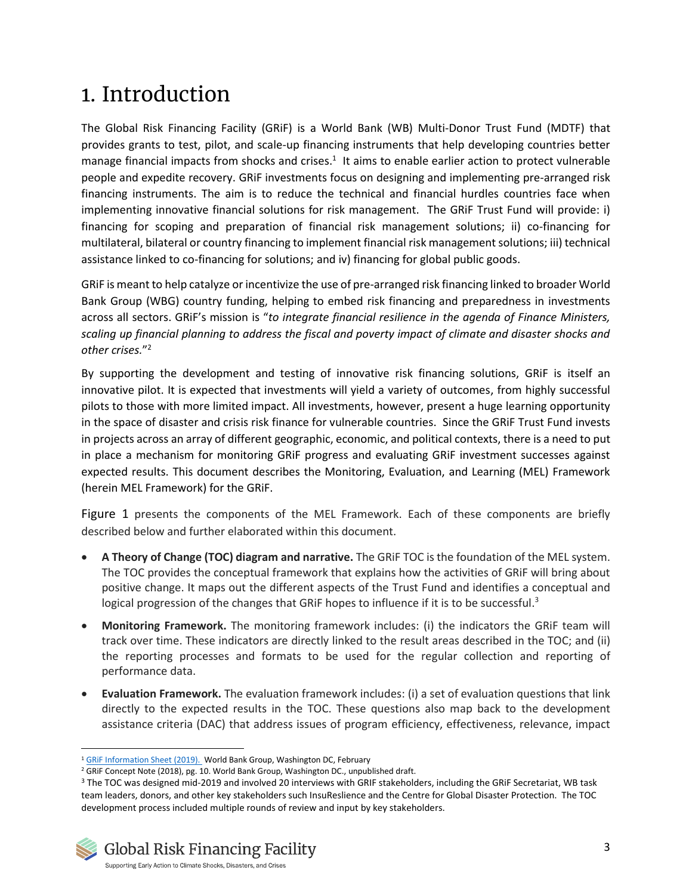# 1. Introduction

The Global Risk Financing Facility (GRiF) is a World Bank (WB) Multi-Donor Trust Fund (MDTF) that provides grants to test, pilot, and scale-up financing instruments that help developing countries better manage financial impacts from shocks and crises.[1] It aims to enable earlier action to protect vulnerable people and expedite recovery. GRiF investments focus on designing and implementing pre-arranged risk financing instruments. The aim is to reduce the technical and financial hurdles countries face when implementing innovative financial solutions for risk management. The GRiF Trust Fund will provide: i) financing for scoping and preparation of financial risk management solutions; ii) co-financing for multilateral, bilateral or country financing to implement financial risk management solutions; iii) technical assistance linked to co-financing for solutions; and iv) financing for global public goods.

GRiF is meant to help catalyze or incentivize the use of pre-arranged risk financing linked to broader World Bank Group (WBG) country funding, helping to embed risk financing and preparedness in investments across all sectors. GRiF's mission is "*to integrate financial resilience in the agenda of Finance Ministers, scaling up financial planning to address the fiscal and poverty impact of climate and disaster shocks and other crises.*"[2]

By supporting the development and testing of innovative risk financing solutions, GRiF is itself an innovative pilot. It is expected that investments will yield a variety of outcomes, from highly successful pilots to those with more limited impact. All investments, however, present a huge learning opportunity in the space of disaster and crisis risk finance for vulnerable countries. Since the GRiF Trust Fund invests in projects across an array of different geographic, economic, and political contexts, there is a need to put in place a mechanism for monitoring GRiF progress and evaluating GRiF investment successes against expected results. This document describes the Monitoring, Evaluation, and Learning (MEL) Framework (herein MEL Framework) for the GRiF.

Figure 1 presents the components of the MEL Framework. Each of these components are briefly described below and further elaborated within this document.

- **A Theory of Change (TOC) diagram and narrative.** The GRiF TOC is the foundation of the MEL system. The TOC provides the conceptual framework that explains how the activities of GRiF will bring about positive change. It maps out the different aspects of the Trust Fund and identifies a conceptual and logical progression of the changes that GRiF hopes to influence if it is to be successful.[3]
- **Monitoring Framework.** The monitoring framework includes: (i) the indicators the GRiF team will track over time. These indicators are directly linked to the result areas described in the TOC; and (ii) the reporting processes and formats to be used for the regular collection and reporting of performance data.
- **Evaluation Framework.** The evaluation framework includes: (i) a set of evaluation questions that link directly to the expected results in the TOC. These questions also map back to the development assistance criteria (DAC) that address issues of program efficiency, effectiveness, relevance, impact

---

[1] GRiF Information Sheet (2019). World Bank Group, Washington DC, February

[2] GRiF Concept Note (2018), pg. 10. World Bank Group, Washington DC., unpublished draft.

[3] The TOC was designed mid-2019 and involved 20 interviews with GRIF stakeholders, including the GRiF Secretariat, WB task team leaders, donors, and other key stakeholders such InsuReslience and the Centre for Global Disaster Protection. The TOC development process included multiple rounds of review and input by key stakeholders.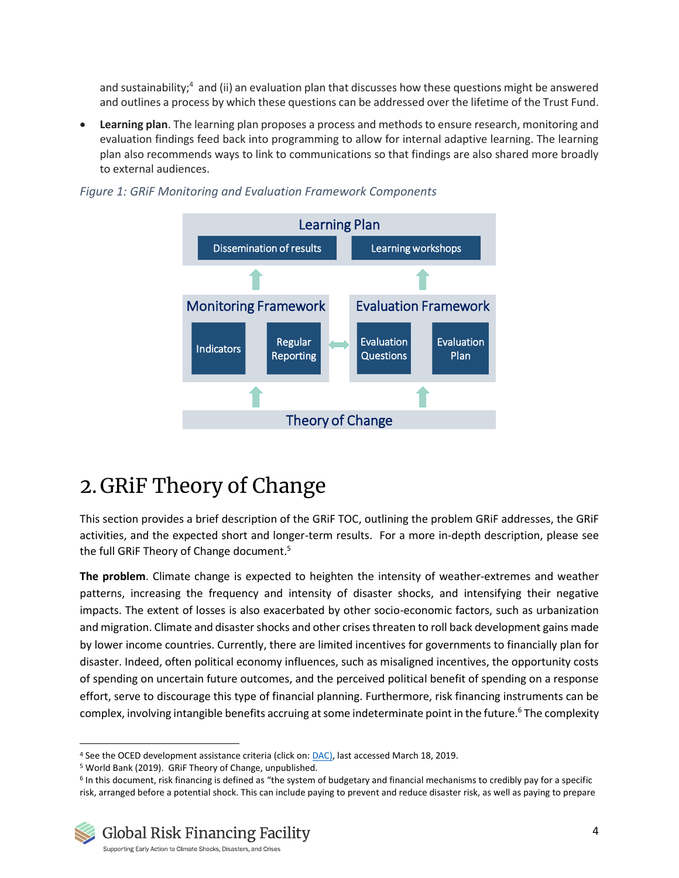and sustainability;[4] and (ii) an evaluation plan that discusses how these questions might be answered and outlines a process by which these questions can be addressed over the lifetime of the Trust Fund.

- **Learning plan**. The learning plan proposes a process and methods to ensure research, monitoring and evaluation findings feed back into programming to allow for internal adaptive learning. The learning plan also recommends ways to link to communications so that findings are also shared more broadly to external audiences.

*Figure 1: GRiF Monitoring and Evaluation Framework Components*

Learning Plan
- Dissemination of results
- Learning workshops

Monitoring Framework
- Indicators
- Regular Reporting

Evaluation Framework
- Evaluation Questions
- Evaluation Plan

Theory of Change

# 2. GRiF Theory of Change

This section provides a brief description of the GRiF TOC, outlining the problem GRiF addresses, the GRiF activities, and the expected short and longer-term results. For a more in-depth description, please see the full GRiF Theory of Change document.[5]

**The problem**. Climate change is expected to heighten the intensity of weather-extremes and weather patterns, increasing the frequency and intensity of disaster shocks, and intensifying their negative impacts. The extent of losses is also exacerbated by other socio-economic factors, such as urbanization and migration. Climate and disaster shocks and other crises threaten to roll back development gains made by lower income countries. Currently, there are limited incentives for governments to financially plan for disaster. Indeed, often political economy influences, such as misaligned incentives, the opportunity costs of spending on uncertain future outcomes, and the perceived political benefit of spending on a response effort, serve to discourage this type of financial planning. Furthermore, risk financing instruments can be complex, involving intangible benefits accruing at some indeterminate point in the future.[6] The complexity

---

[4] See the OCED development assistance criteria (click on: DAC), last accessed March 18, 2019.

[5] World Bank (2019). GRiF Theory of Change, unpublished.

[6] In this document, risk financing is defined as "the system of budgetary and financial mechanisms to credibly pay for a specific risk, arranged before a potential shock. This can include paying to prevent and reduce disaster risk, as well as paying to prepare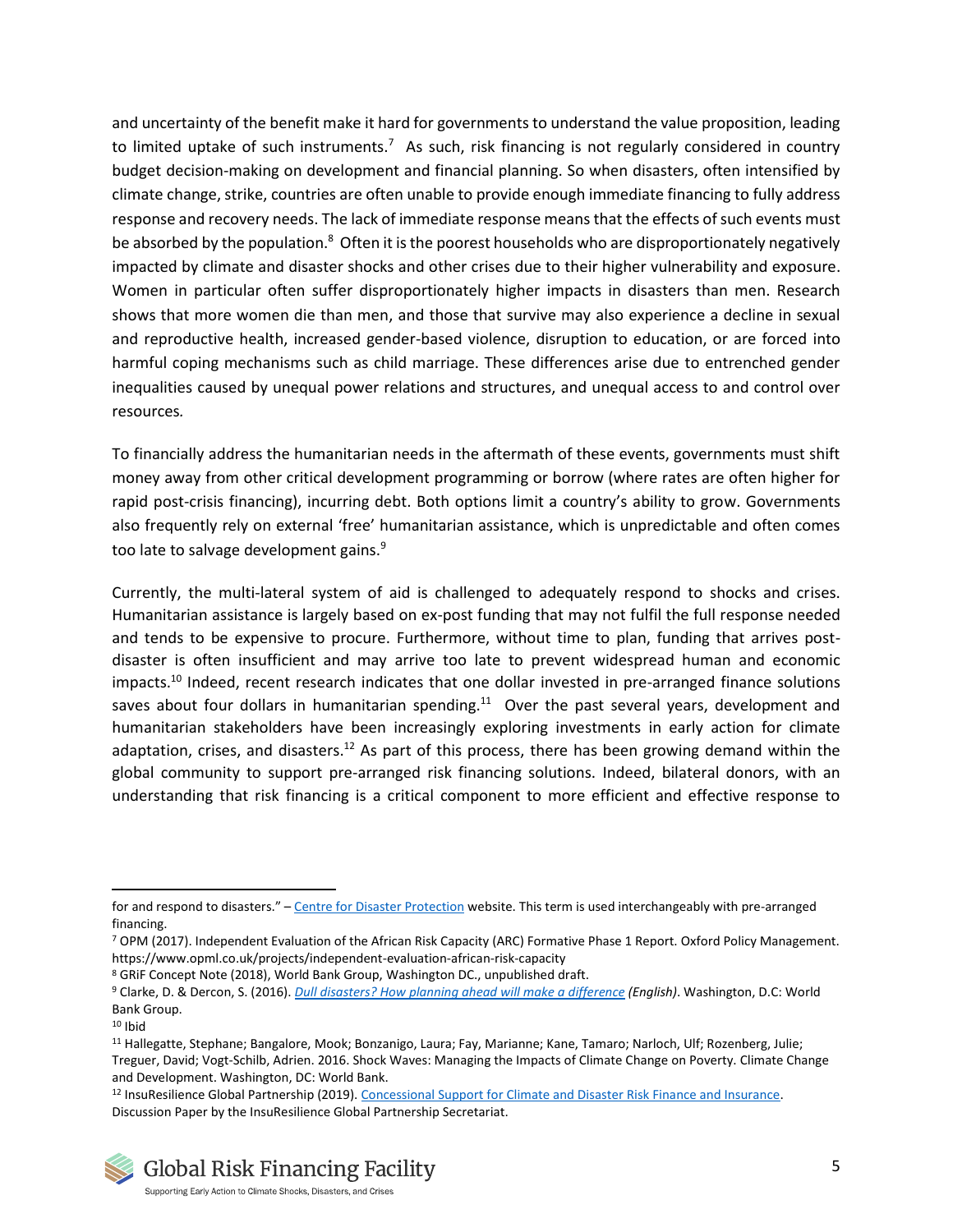and uncertainty of the benefit make it hard for governments to understand the value proposition, leading to limited uptake of such instruments.[7] As such, risk financing is not regularly considered in country budget decision-making on development and financial planning. So when disasters, often intensified by climate change, strike, countries are often unable to provide enough immediate financing to fully address response and recovery needs. The lack of immediate response means that the effects of such events must be absorbed by the population.[8] Often it is the poorest households who are disproportionately negatively impacted by climate and disaster shocks and other crises due to their higher vulnerability and exposure. Women in particular often suffer disproportionately higher impacts in disasters than men. Research shows that more women die than men, and those that survive may also experience a decline in sexual and reproductive health, increased gender-based violence, disruption to education, or are forced into harmful coping mechanisms such as child marriage. These differences arise due to entrenched gender inequalities caused by unequal power relations and structures, and unequal access to and control over resources.

To financially address the humanitarian needs in the aftermath of these events, governments must shift money away from other critical development programming or borrow (where rates are often higher for rapid post-crisis financing), incurring debt. Both options limit a country's ability to grow. Governments also frequently rely on external 'free' humanitarian assistance, which is unpredictable and often comes too late to salvage development gains.[9]

Currently, the multi-lateral system of aid is challenged to adequately respond to shocks and crises. Humanitarian assistance is largely based on ex-post funding that may not fulfil the full response needed and tends to be expensive to procure. Furthermore, without time to plan, funding that arrives post-disaster is often insufficient and may arrive too late to prevent widespread human and economic impacts.[10] Indeed, recent research indicates that one dollar invested in pre-arranged finance solutions saves about four dollars in humanitarian spending.[11] Over the past several years, development and humanitarian stakeholders have been increasingly exploring investments in early action for climate adaptation, crises, and disasters.[12] As part of this process, there has been growing demand within the global community to support pre-arranged risk financing solutions. Indeed, bilateral donors, with an understanding that risk financing is a critical component to more efficient and effective response to

---

for and respond to disasters." – Centre for Disaster Protection website. This term is used interchangeably with pre-arranged financing.

[7] OPM (2017). Independent Evaluation of the African Risk Capacity (ARC) Formative Phase 1 Report. Oxford Policy Management. https://www.opml.co.uk/projects/independent-evaluation-african-risk-capacity

[8] GRiF Concept Note (2018), World Bank Group, Washington DC., unpublished draft.

[9] Clarke, D. & Dercon, S. (2016). *Dull disasters? How planning ahead will make a difference (English)*. Washington, D.C: World Bank Group.

[10] Ibid

[11] Hallegatte, Stephane; Bangalore, Mook; Bonzanigo, Laura; Fay, Marianne; Kane, Tamaro; Narloch, Ulf; Rozenberg, Julie; Treguer, David; Vogt-Schilb, Adrien. 2016. Shock Waves: Managing the Impacts of Climate Change on Poverty. Climate Change and Development. Washington, DC: World Bank.

[12] InsuResilience Global Partnership (2019). Concessional Support for Climate and Disaster Risk Finance and Insurance. Discussion Paper by the InsuResilience Global Partnership Secretariat.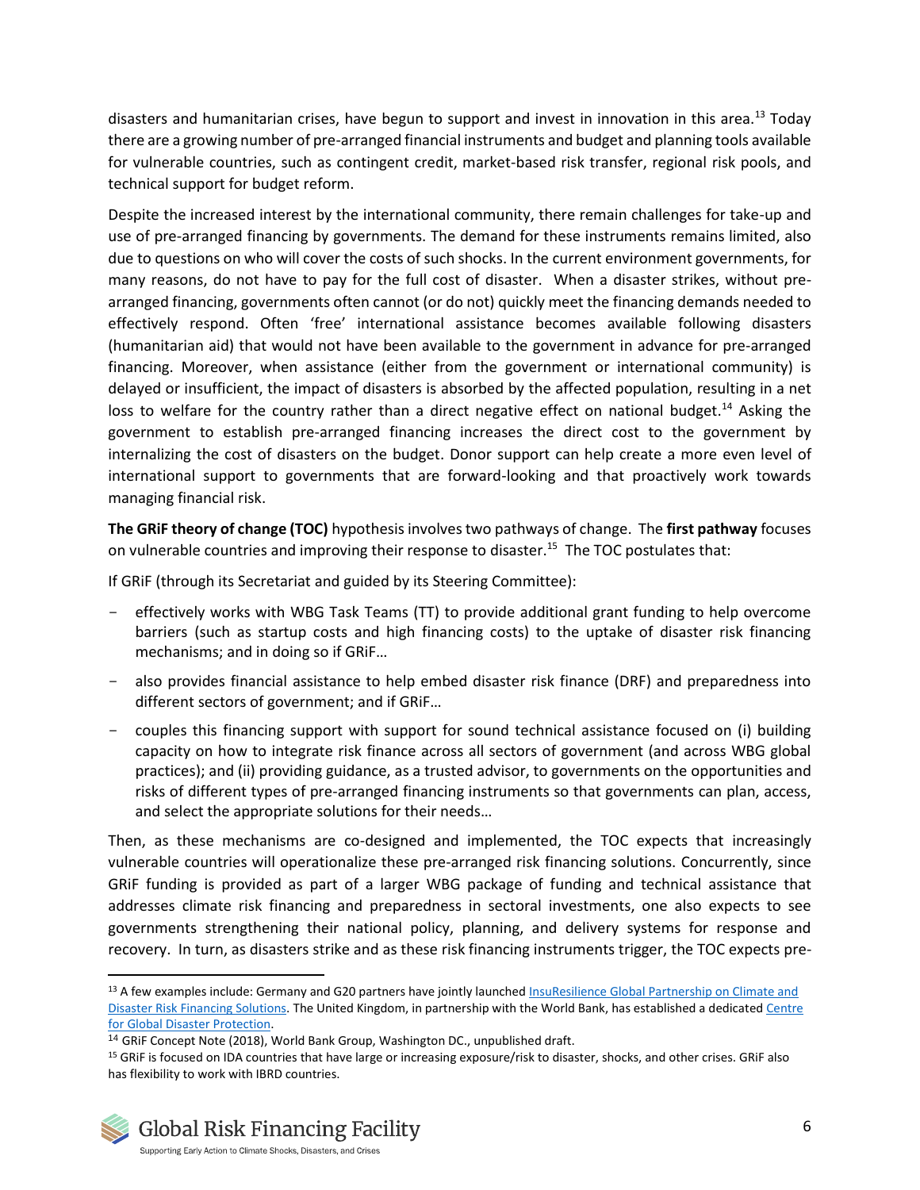disasters and humanitarian crises, have begun to support and invest in innovation in this area.[13] Today there are a growing number of pre-arranged financial instruments and budget and planning tools available for vulnerable countries, such as contingent credit, market-based risk transfer, regional risk pools, and technical support for budget reform.

Despite the increased interest by the international community, there remain challenges for take-up and use of pre-arranged financing by governments. The demand for these instruments remains limited, also due to questions on who will cover the costs of such shocks. In the current environment governments, for many reasons, do not have to pay for the full cost of disaster. When a disaster strikes, without pre-arranged financing, governments often cannot (or do not) quickly meet the financing demands needed to effectively respond. Often 'free' international assistance becomes available following disasters (humanitarian aid) that would not have been available to the government in advance for pre-arranged financing. Moreover, when assistance (either from the government or international community) is delayed or insufficient, the impact of disasters is absorbed by the affected population, resulting in a net loss to welfare for the country rather than a direct negative effect on national budget.[14] Asking the government to establish pre-arranged financing increases the direct cost to the government by internalizing the cost of disasters on the budget. Donor support can help create a more even level of international support to governments that are forward-looking and that proactively work towards managing financial risk.

**The GRiF theory of change (TOC)** hypothesis involves two pathways of change. The **first pathway** focuses on vulnerable countries and improving their response to disaster.[15] The TOC postulates that:

If GRiF (through its Secretariat and guided by its Steering Committee):

- effectively works with WBG Task Teams (TT) to provide additional grant funding to help overcome barriers (such as startup costs and high financing costs) to the uptake of disaster risk financing mechanisms; and in doing so if GRiF…
- also provides financial assistance to help embed disaster risk finance (DRF) and preparedness into different sectors of government; and if GRiF…
- couples this financing support with support for sound technical assistance focused on (i) building capacity on how to integrate risk finance across all sectors of government (and across WBG global practices); and (ii) providing guidance, as a trusted advisor, to governments on the opportunities and risks of different types of pre-arranged financing instruments so that governments can plan, access, and select the appropriate solutions for their needs…

Then, as these mechanisms are co-designed and implemented, the TOC expects that increasingly vulnerable countries will operationalize these pre-arranged risk financing solutions. Concurrently, since GRiF funding is provided as part of a larger WBG package of funding and technical assistance that addresses climate risk financing and preparedness in sectoral investments, one also expects to see governments strengthening their national policy, planning, and delivery systems for response and recovery. In turn, as disasters strike and as these risk financing instruments trigger, the TOC expects pre-

---

[13] A few examples include: Germany and G20 partners have jointly launched InsuResilience Global Partnership on Climate and Disaster Risk Financing Solutions. The United Kingdom, in partnership with the World Bank, has established a dedicated Centre for Global Disaster Protection.

[14] GRiF Concept Note (2018), World Bank Group, Washington DC., unpublished draft.

[15] GRiF is focused on IDA countries that have large or increasing exposure/risk to disaster, shocks, and other crises. GRiF also has flexibility to work with IBRD countries.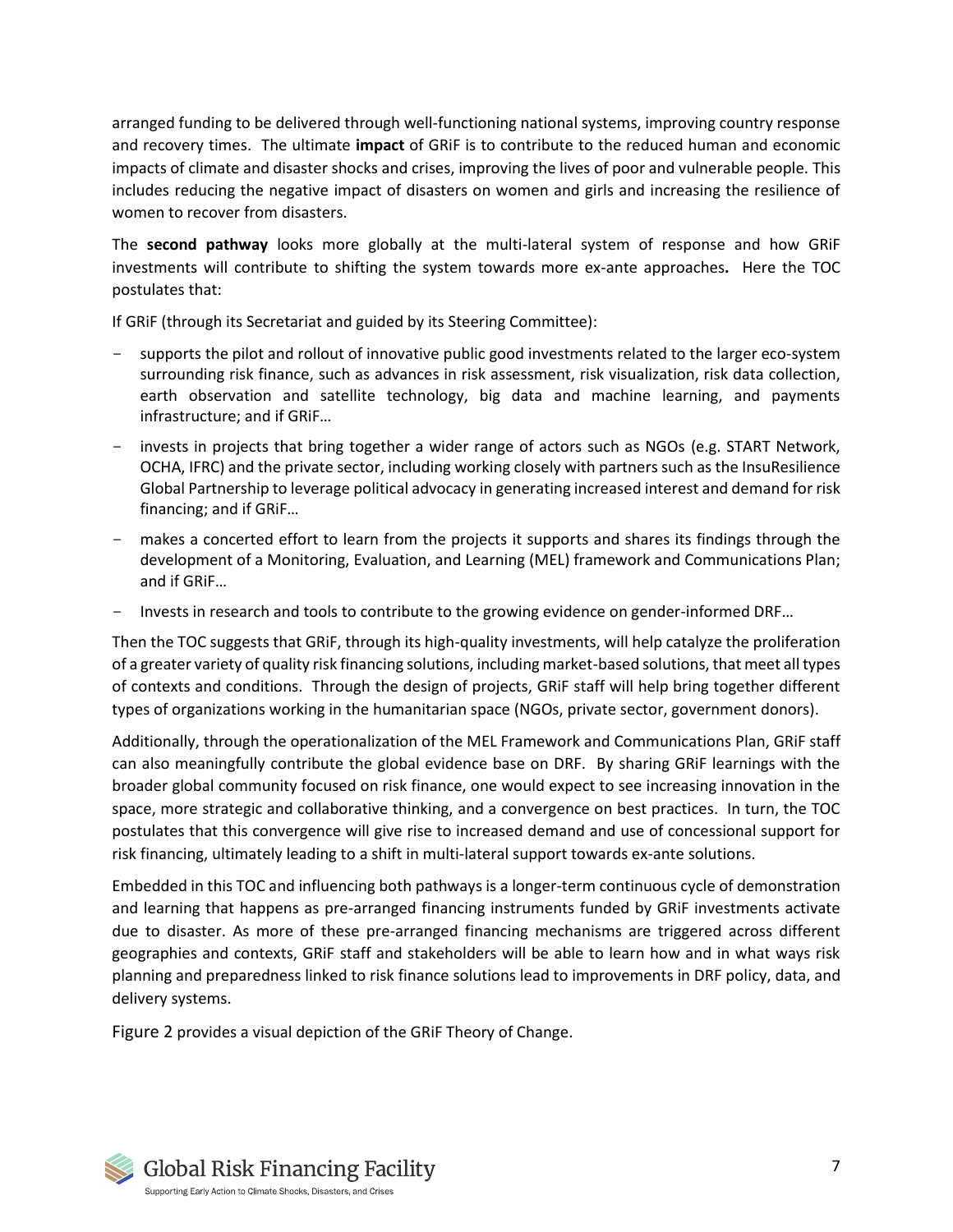arranged funding to be delivered through well-functioning national systems, improving country response and recovery times. The ultimate **impact** of GRiF is to contribute to the reduced human and economic impacts of climate and disaster shocks and crises, improving the lives of poor and vulnerable people. This includes reducing the negative impact of disasters on women and girls and increasing the resilience of women to recover from disasters.

The **second pathway** looks more globally at the multi-lateral system of response and how GRiF investments will contribute to shifting the system towards more ex-ante approaches**.** Here the TOC postulates that:

If GRiF (through its Secretariat and guided by its Steering Committee):

- supports the pilot and rollout of innovative public good investments related to the larger eco-system surrounding risk finance, such as advances in risk assessment, risk visualization, risk data collection, earth observation and satellite technology, big data and machine learning, and payments infrastructure; and if GRiF…
- invests in projects that bring together a wider range of actors such as NGOs (e.g. START Network, OCHA, IFRC) and the private sector, including working closely with partners such as the InsuResilience Global Partnership to leverage political advocacy in generating increased interest and demand for risk financing; and if GRiF…
- makes a concerted effort to learn from the projects it supports and shares its findings through the development of a Monitoring, Evaluation, and Learning (MEL) framework and Communications Plan; and if GRiF…
- Invests in research and tools to contribute to the growing evidence on gender-informed DRF…

Then the TOC suggests that GRiF, through its high-quality investments, will help catalyze the proliferation of a greater variety of quality risk financing solutions, including market-based solutions, that meet all types of contexts and conditions. Through the design of projects, GRiF staff will help bring together different types of organizations working in the humanitarian space (NGOs, private sector, government donors).

Additionally, through the operationalization of the MEL Framework and Communications Plan, GRiF staff can also meaningfully contribute the global evidence base on DRF. By sharing GRiF learnings with the broader global community focused on risk finance, one would expect to see increasing innovation in the space, more strategic and collaborative thinking, and a convergence on best practices. In turn, the TOC postulates that this convergence will give rise to increased demand and use of concessional support for risk financing, ultimately leading to a shift in multi-lateral support towards ex-ante solutions.

Embedded in this TOC and influencing both pathways is a longer-term continuous cycle of demonstration and learning that happens as pre-arranged financing instruments funded by GRiF investments activate due to disaster. As more of these pre-arranged financing mechanisms are triggered across different geographies and contexts, GRiF staff and stakeholders will be able to learn how and in what ways risk planning and preparedness linked to risk finance solutions lead to improvements in DRF policy, data, and delivery systems.

Figure 2 provides a visual depiction of the GRiF Theory of Change.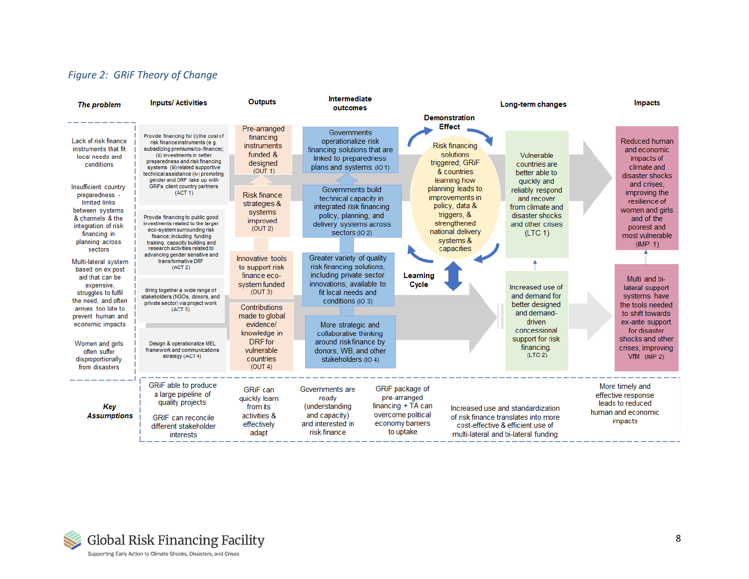*Figure 2: GRiF Theory of Change*

**The problem**

- Lack of risk finance instruments that fit local needs and conditions
- Insufficient country preparedness - limited links between systems & channels & the integration of risk financing in planning across sectors
- Multi-lateral system based on ex post aid that can be expensive, struggles to fulfil the need, and often arrives too late to prevent human and economic impacts
- Women and girls often suffer disproportionally from disasters

**Inputs/ Activities**

- Provide financing for (i) the cost of risk finance instruments (e.g. subsidizing premiums/co-finance); (ii) investments in better preparedness and risk financing systems (iii) related supportive technical assistance (iv) promoting gender and DRF take up with GRiFs client country partners (ACT 1)
- Provide financing to public good investments related to the larger eco-system surrounding risk finance; Including funding training, capacity building and research activities related to advancing gender sensitive and transformative DRF (ACT 2)
- Bring together a wide range of stakeholders (NGOs, donors, and private sector) via project work (ACT 3)
- Design & operationalize MEL framework and communications strategy (ACT 4)

**Outputs**

- Pre-arranged financing instruments funded & designed (OUT 1)
- Risk finance strategies & systems improved (OUT 2)
- Innovative tools to support risk finance eco-system funded (OUT 3)
- Contributions made to global evidence/ knowledge in DRF for vulnerable countries (OUT 4)

**Intermediate outcomes**

- Governments operationalize risk financing solutions that are linked to preparedness plans and systems (IO 1)
- Governments build technical capacity in integrated risk financing policy, planning, and delivery systems across sectors (IO 2)
- Greater variety of quality risk financing solutions, including private sector innovations, available to fit local needs and conditions (IO 3)
- More strategic and collaborative thinking around risk finance by donors, WB, and other stakeholders (IO 4)

**Demonstration Effect** / **Learning Cycle**

Risk financing solutions triggered; GRiF & countries learning how planning leads to improvements in policy, data & triggers, & strengthened national delivery systems & capacities

**Long-term changes**

- Vulnerable countries are better able to quickly and reliably respond and recover from climate and disaster shocks and other crises (LTC 1)
- Increased use of and demand for better designed and demand-driven concessional support for risk financing. (LTC 2)

**Impacts**

- Reduced human and economic impacts of climate and disaster shocks and crises, improving the resilience of women and girls and of the poorest and most vulnerable (IMP 1)
- Multi and bi-lateral support systems have the tools needed to shift towards ex-ante support for disaster shocks and other crises, improving VfM (IMP 2)

**Key Assumptions**

- GRiF able to produce a large pipeline of quality projects
- GRIF can reconcile different stakeholder interests
- GRiF can quickly learn from its activities & effectively adapt
- Governments are ready (understanding and capacity) and interested in risk finance
- GRiF package of pre-arranged financing + TA can overcome political economy barriers to uptake
- Increased use and standardization of risk finance translates into more cost-effective & efficient use of multi-lateral and bi-lateral funding
- More timely and effective response leads to reduced human and economic impacts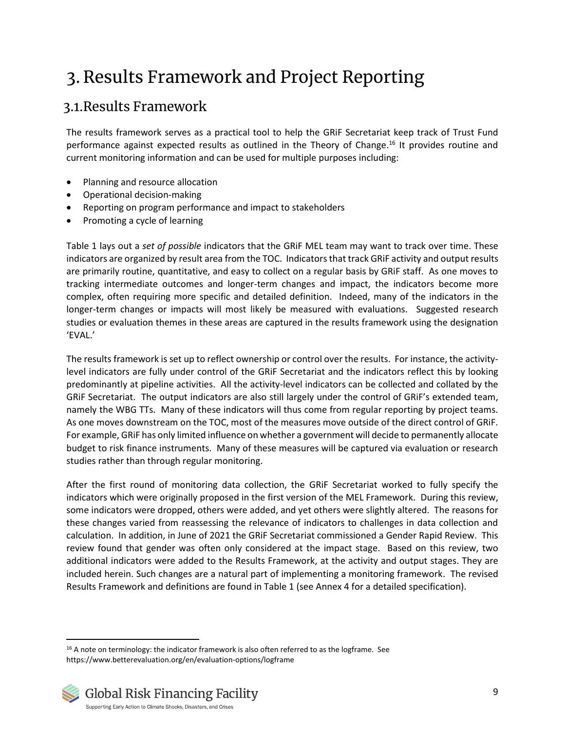# 3. Results Framework and Project Reporting

## 3.1. Results Framework

The results framework serves as a practical tool to help the GRiF Secretariat keep track of Trust Fund performance against expected results as outlined in the Theory of Change.[16] It provides routine and current monitoring information and can be used for multiple purposes including:

- Planning and resource allocation
- Operational decision-making
- Reporting on program performance and impact to stakeholders
- Promoting a cycle of learning

Table 1 lays out a *set of possible* indicators that the GRiF MEL team may want to track over time. These indicators are organized by result area from the TOC. Indicators that track GRiF activity and output results are primarily routine, quantitative, and easy to collect on a regular basis by GRiF staff. As one moves to tracking intermediate outcomes and longer-term changes and impact, the indicators become more complex, often requiring more specific and detailed definition. Indeed, many of the indicators in the longer-term changes or impacts will most likely be measured with evaluations. Suggested research studies or evaluation themes in these areas are captured in the results framework using the designation 'EVAL.'

The results framework is set up to reflect ownership or control over the results. For instance, the activity-level indicators are fully under control of the GRiF Secretariat and the indicators reflect this by looking predominantly at pipeline activities. All the activity-level indicators can be collected and collated by the GRiF Secretariat. The output indicators are also still largely under the control of GRiF's extended team, namely the WBG TTs. Many of these indicators will thus come from regular reporting by project teams. As one moves downstream on the TOC, most of the measures move outside of the direct control of GRiF. For example, GRiF has only limited influence on whether a government will decide to permanently allocate budget to risk finance instruments. Many of these measures will be captured via evaluation or research studies rather than through regular monitoring.

After the first round of monitoring data collection, the GRiF Secretariat worked to fully specify the indicators which were originally proposed in the first version of the MEL Framework. During this review, some indicators were dropped, others were added, and yet others were slightly altered. The reasons for these changes varied from reassessing the relevance of indicators to challenges in data collection and calculation. In addition, in June of 2021 the GRiF Secretariat commissioned a Gender Rapid Review. This review found that gender was often only considered at the impact stage. Based on this review, two additional indicators were added to the Results Framework, at the activity and output stages. They are included herein. Such changes are a natural part of implementing a monitoring framework. The revised Results Framework and definitions are found in Table 1 (see Annex 4 for a detailed specification).

[16] A note on terminology: the indicator framework is also often referred to as the logframe. See https://www.betterevaluation.org/en/evaluation-options/logframe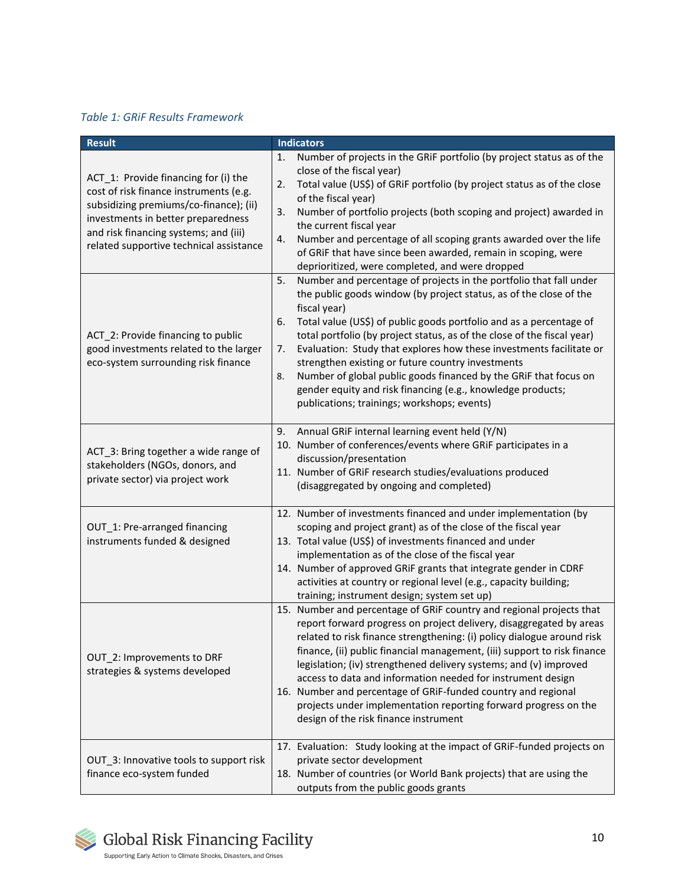*Table 1: GRiF Results Framework*

| Result | Indicators |
|---|---|
| ACT_1: Provide financing for (i) the cost of risk finance instruments (e.g. subsidizing premiums/co-finance); (ii) investments in better preparedness and risk financing systems; and (iii) related supportive technical assistance | 1. Number of projects in the GRiF portfolio (by project status as of the close of the fiscal year)<br>2. Total value (US$) of GRiF portfolio (by project status as of the close of the fiscal year)<br>3. Number of portfolio projects (both scoping and project) awarded in the current fiscal year<br>4. Number and percentage of all scoping grants awarded over the life of GRiF that have since been awarded, remain in scoping, were deprioritized, were completed, and were dropped |
| ACT_2: Provide financing to public good investments related to the larger eco-system surrounding risk finance | 5. Number and percentage of projects in the portfolio that fall under the public goods window (by project status, as of the close of the fiscal year)<br>6. Total value (US$) of public goods portfolio and as a percentage of total portfolio (by project status, as of the close of the fiscal year)<br>7. Evaluation: Study that explores how these investments facilitate or strengthen existing or future country investments<br>8. Number of global public goods financed by the GRiF that focus on gender equity and risk financing (e.g., knowledge products; publications; trainings; workshops; events) |
| ACT_3: Bring together a wide range of stakeholders (NGOs, donors, and private sector) via project work | 9. Annual GRiF internal learning event held (Y/N)<br>10. Number of conferences/events where GRiF participates in a discussion/presentation<br>11. Number of GRiF research studies/evaluations produced (disaggregated by ongoing and completed) |
| OUT_1: Pre-arranged financing instruments funded & designed | 12. Number of investments financed and under implementation (by scoping and project grant) as of the close of the fiscal year<br>13. Total value (US$) of investments financed and under implementation as of the close of the fiscal year<br>14. Number of approved GRiF grants that integrate gender in CDRF activities at country or regional level (e.g., capacity building; training; instrument design; system set up) |
| OUT_2: Improvements to DRF strategies & systems developed | 15. Number and percentage of GRiF country and regional projects that report forward progress on project delivery, disaggregated by areas related to risk finance strengthening: (i) policy dialogue around risk finance, (ii) public financial management, (iii) support to risk finance legislation; (iv) strengthened delivery systems; and (v) improved access to data and information needed for instrument design<br>16. Number and percentage of GRiF-funded country and regional projects under implementation reporting forward progress on the design of the risk finance instrument |
| OUT_3: Innovative tools to support risk finance eco-system funded | 17. Evaluation: Study looking at the impact of GRiF-funded projects on private sector development<br>18. Number of countries (or World Bank projects) that are using the outputs from the public goods grants |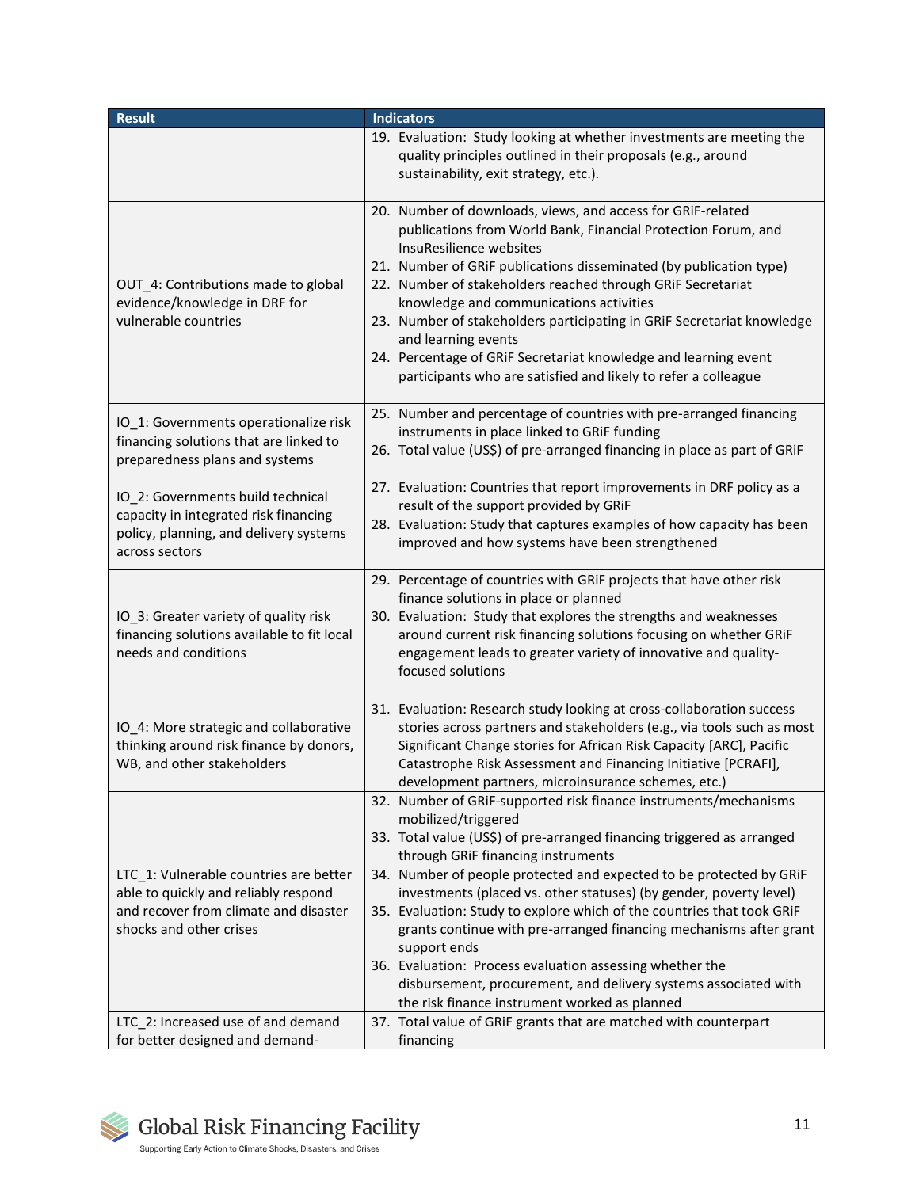| Result | Indicators |
|---|---|
| | 19. Evaluation: Study looking at whether investments are meeting the quality principles outlined in their proposals (e.g., around sustainability, exit strategy, etc.). |
| OUT_4: Contributions made to global evidence/knowledge in DRF for vulnerable countries | 20. Number of downloads, views, and access for GRiF-related publications from World Bank, Financial Protection Forum, and InsuResilience websites<br>21. Number of GRiF publications disseminated (by publication type)<br>22. Number of stakeholders reached through GRiF Secretariat knowledge and communications activities<br>23. Number of stakeholders participating in GRiF Secretariat knowledge and learning events<br>24. Percentage of GRiF Secretariat knowledge and learning event participants who are satisfied and likely to refer a colleague |
| IO_1: Governments operationalize risk financing solutions that are linked to preparedness plans and systems | 25. Number and percentage of countries with pre-arranged financing instruments in place linked to GRiF funding<br>26. Total value (US$) of pre-arranged financing in place as part of GRiF |
| IO_2: Governments build technical capacity in integrated risk financing policy, planning, and delivery systems across sectors | 27. Evaluation: Countries that report improvements in DRF policy as a result of the support provided by GRiF<br>28. Evaluation: Study that captures examples of how capacity has been improved and how systems have been strengthened |
| IO_3: Greater variety of quality risk financing solutions available to fit local needs and conditions | 29. Percentage of countries with GRiF projects that have other risk finance solutions in place or planned<br>30. Evaluation: Study that explores the strengths and weaknesses around current risk financing solutions focusing on whether GRiF engagement leads to greater variety of innovative and quality-focused solutions |
| IO_4: More strategic and collaborative thinking around risk finance by donors, WB, and other stakeholders | 31. Evaluation: Research study looking at cross-collaboration success stories across partners and stakeholders (e.g., via tools such as most Significant Change stories for African Risk Capacity [ARC], Pacific Catastrophe Risk Assessment and Financing Initiative [PCRAFI], development partners, microinsurance schemes, etc.) |
| LTC_1: Vulnerable countries are better able to quickly and reliably respond and recover from climate and disaster shocks and other crises | 32. Number of GRiF-supported risk finance instruments/mechanisms mobilized/triggered<br>33. Total value (US$) of pre-arranged financing triggered as arranged through GRiF financing instruments<br>34. Number of people protected and expected to be protected by GRiF investments (placed vs. other statuses) (by gender, poverty level)<br>35. Evaluation: Study to explore which of the countries that took GRiF grants continue with pre-arranged financing mechanisms after grant support ends<br>36. Evaluation: Process evaluation assessing whether the disbursement, procurement, and delivery systems associated with the risk finance instrument worked as planned |
| LTC_2: Increased use of and demand for better designed and demand- | 37. Total value of GRiF grants that are matched with counterpart financing |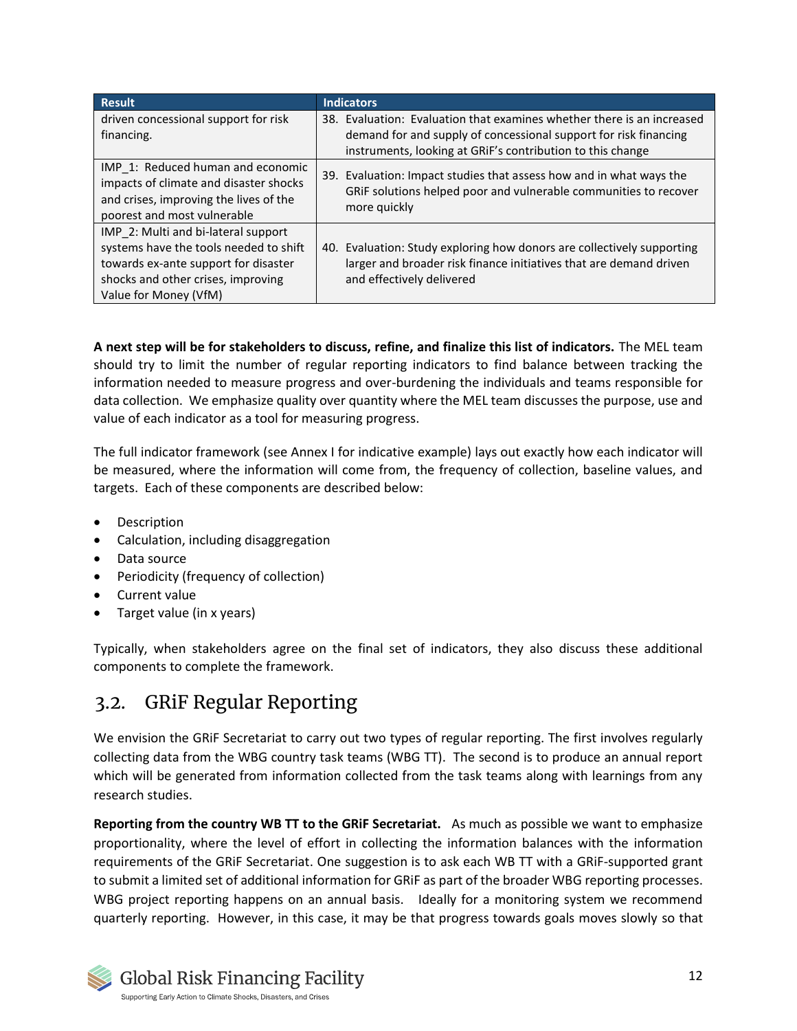| Result | Indicators |
|---|---|
| driven concessional support for risk financing. | 38. Evaluation: Evaluation that examines whether there is an increased demand for and supply of concessional support for risk financing instruments, looking at GRiF's contribution to this change |
| IMP_1: Reduced human and economic impacts of climate and disaster shocks and crises, improving the lives of the poorest and most vulnerable | 39. Evaluation: Impact studies that assess how and in what ways the GRiF solutions helped poor and vulnerable communities to recover more quickly |
| IMP_2: Multi and bi-lateral support systems have the tools needed to shift towards ex-ante support for disaster shocks and other crises, improving Value for Money (VfM) | 40. Evaluation: Study exploring how donors are collectively supporting larger and broader risk finance initiatives that are demand driven and effectively delivered |

**A next step will be for stakeholders to discuss, refine, and finalize this list of indicators.** The MEL team should try to limit the number of regular reporting indicators to find balance between tracking the information needed to measure progress and over-burdening the individuals and teams responsible for data collection. We emphasize quality over quantity where the MEL team discusses the purpose, use and value of each indicator as a tool for measuring progress.

The full indicator framework (see Annex I for indicative example) lays out exactly how each indicator will be measured, where the information will come from, the frequency of collection, baseline values, and targets. Each of these components are described below:

- Description
- Calculation, including disaggregation
- Data source
- Periodicity (frequency of collection)
- Current value
- Target value (in x years)

Typically, when stakeholders agree on the final set of indicators, they also discuss these additional components to complete the framework.

## 3.2. GRiF Regular Reporting

We envision the GRiF Secretariat to carry out two types of regular reporting. The first involves regularly collecting data from the WBG country task teams (WBG TT). The second is to produce an annual report which will be generated from information collected from the task teams along with learnings from any research studies.

**Reporting from the country WB TT to the GRiF Secretariat.** As much as possible we want to emphasize proportionality, where the level of effort in collecting the information balances with the information requirements of the GRiF Secretariat. One suggestion is to ask each WB TT with a GRiF-supported grant to submit a limited set of additional information for GRiF as part of the broader WBG reporting processes. WBG project reporting happens on an annual basis. Ideally for a monitoring system we recommend quarterly reporting. However, in this case, it may be that progress towards goals moves slowly so that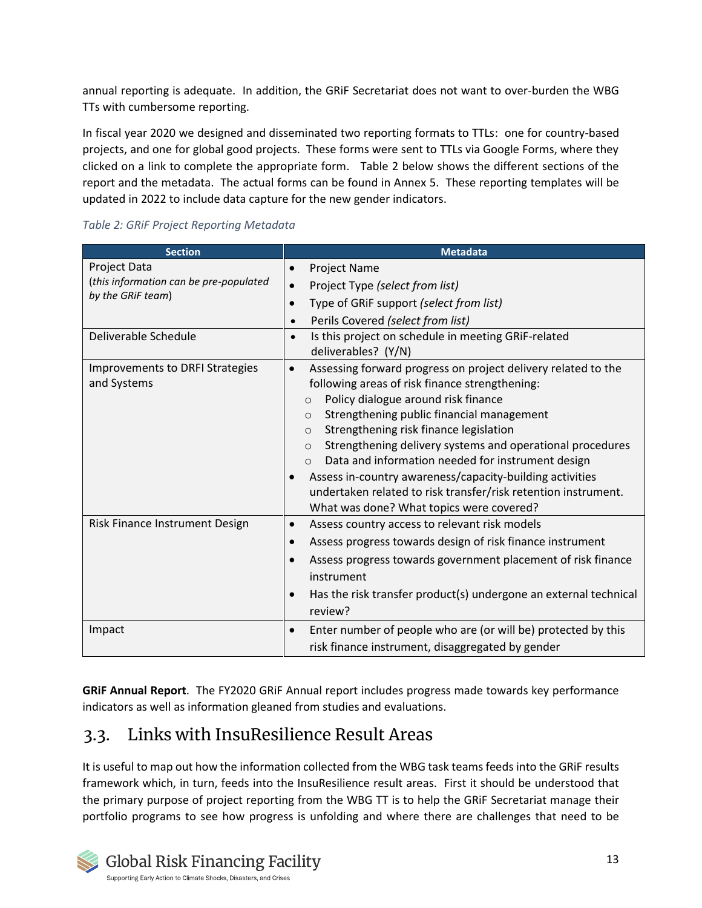annual reporting is adequate. In addition, the GRiF Secretariat does not want to over-burden the WBG TTs with cumbersome reporting.

In fiscal year 2020 we designed and disseminated two reporting formats to TTLs: one for country-based projects, and one for global good projects. These forms were sent to TTLs via Google Forms, where they clicked on a link to complete the appropriate form. Table 2 below shows the different sections of the report and the metadata. The actual forms can be found in Annex 5. These reporting templates will be updated in 2022 to include data capture for the new gender indicators.

*Table 2: GRiF Project Reporting Metadata*

| Section | Metadata |
|---|---|
| Project Data<br>(*this information can be pre-populated by the GRiF team*) | • Project Name<br>• Project Type *(select from list)*<br>• Type of GRiF support *(select from list)*<br>• Perils Covered *(select from list)* |
| Deliverable Schedule | • Is this project on schedule in meeting GRiF-related deliverables? (Y/N) |
| Improvements to DRFI Strategies and Systems | • Assessing forward progress on project delivery related to the following areas of risk finance strengthening:<br>  ○ Policy dialogue around risk finance<br>  ○ Strengthening public financial management<br>  ○ Strengthening risk finance legislation<br>  ○ Strengthening delivery systems and operational procedures<br>  ○ Data and information needed for instrument design<br>• Assess in-country awareness/capacity-building activities undertaken related to risk transfer/risk retention instrument. What was done? What topics were covered? |
| Risk Finance Instrument Design | • Assess country access to relevant risk models<br>• Assess progress towards design of risk finance instrument<br>• Assess progress towards government placement of risk finance instrument<br>• Has the risk transfer product(s) undergone an external technical review? |
| Impact | • Enter number of people who are (or will be) protected by this risk finance instrument, disaggregated by gender |

**GRiF Annual Report**. The FY2020 GRiF Annual report includes progress made towards key performance indicators as well as information gleaned from studies and evaluations.

## 3.3. Links with InsuResilience Result Areas

It is useful to map out how the information collected from the WBG task teams feeds into the GRiF results framework which, in turn, feeds into the InsuResilience result areas. First it should be understood that the primary purpose of project reporting from the WBG TT is to help the GRiF Secretariat manage their portfolio programs to see how progress is unfolding and where there are challenges that need to be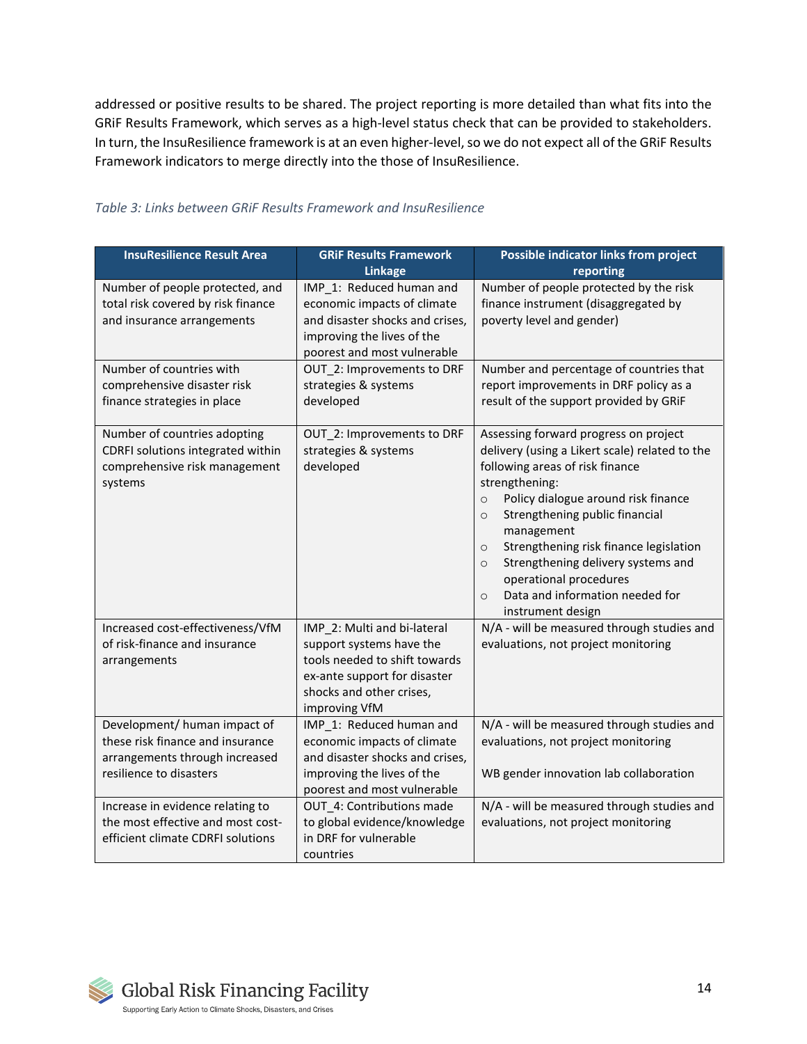addressed or positive results to be shared. The project reporting is more detailed than what fits into the GRiF Results Framework, which serves as a high-level status check that can be provided to stakeholders. In turn, the InsuResilience framework is at an even higher-level, so we do not expect all of the GRiF Results Framework indicators to merge directly into the those of InsuResilience.

*Table 3: Links between GRiF Results Framework and InsuResilience*

| InsuResilience Result Area | GRiF Results Framework Linkage | Possible indicator links from project reporting |
|---|---|---|
| Number of people protected, and total risk covered by risk finance and insurance arrangements | IMP_1: Reduced human and economic impacts of climate and disaster shocks and crises, improving the lives of the poorest and most vulnerable | Number of people protected by the risk finance instrument (disaggregated by poverty level and gender) |
| Number of countries with comprehensive disaster risk finance strategies in place | OUT_2: Improvements to DRF strategies & systems developed | Number and percentage of countries that report improvements in DRF policy as a result of the support provided by GRiF |
| Number of countries adopting CDRFI solutions integrated within comprehensive risk management systems | OUT_2: Improvements to DRF strategies & systems developed | Assessing forward progress on project delivery (using a Likert scale) related to the following areas of risk finance strengthening:<br>○ Policy dialogue around risk finance<br>○ Strengthening public financial management<br>○ Strengthening risk finance legislation<br>○ Strengthening delivery systems and operational procedures<br>○ Data and information needed for instrument design |
| Increased cost-effectiveness/VfM of risk-finance and insurance arrangements | IMP_2: Multi and bi-lateral support systems have the tools needed to shift towards ex-ante support for disaster shocks and other crises, improving VfM | N/A - will be measured through studies and evaluations, not project monitoring |
| Development/ human impact of these risk finance and insurance arrangements through increased resilience to disasters | IMP_1: Reduced human and economic impacts of climate and disaster shocks and crises, improving the lives of the poorest and most vulnerable | N/A - will be measured through studies and evaluations, not project monitoring<br><br>WB gender innovation lab collaboration |
| Increase in evidence relating to the most effective and most cost-efficient climate CDRFI solutions | OUT_4: Contributions made to global evidence/knowledge in DRF for vulnerable countries | N/A - will be measured through studies and evaluations, not project monitoring |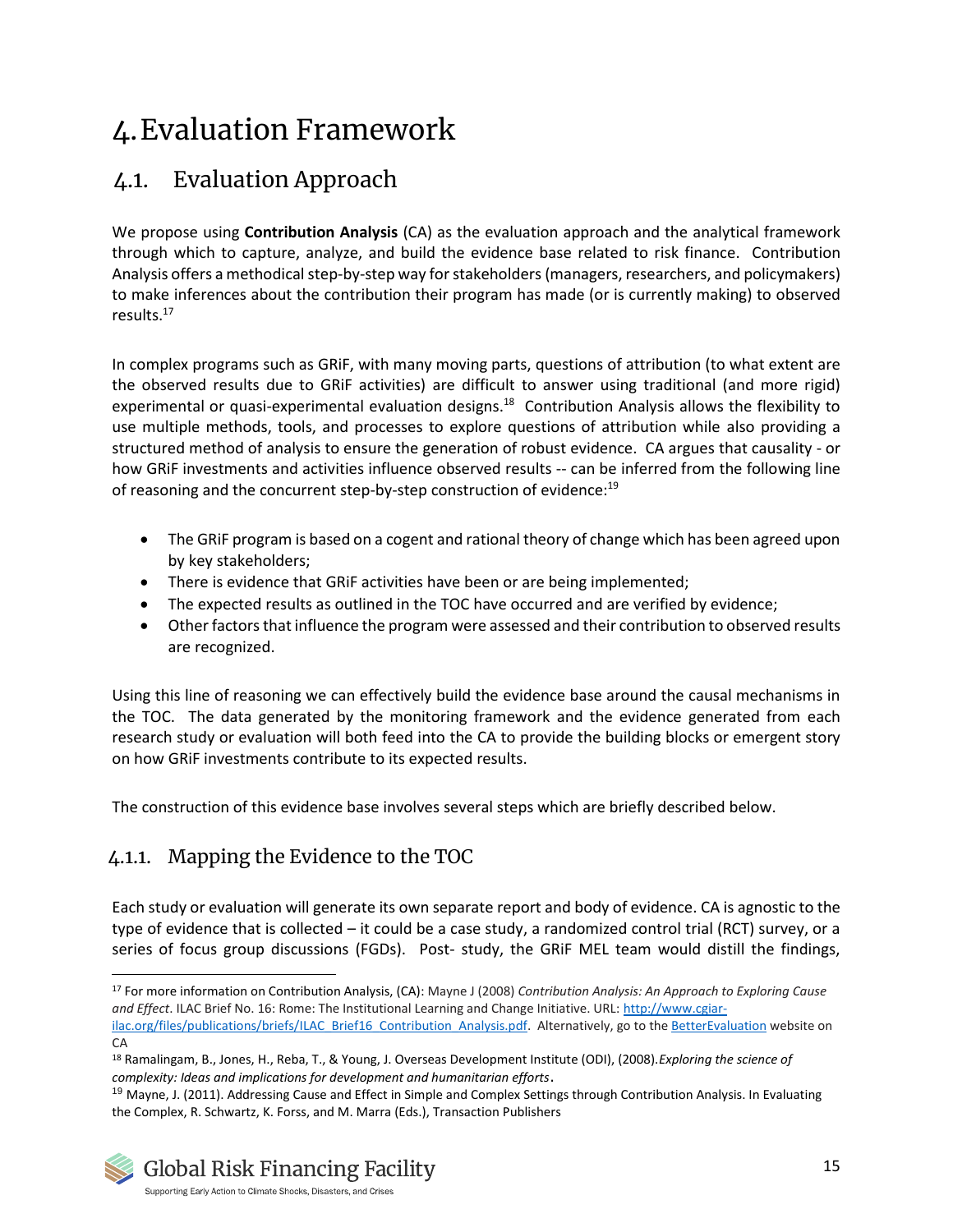# 4. Evaluation Framework

## 4.1. Evaluation Approach

We propose using **Contribution Analysis** (CA) as the evaluation approach and the analytical framework through which to capture, analyze, and build the evidence base related to risk finance. Contribution Analysis offers a methodical step-by-step way for stakeholders (managers, researchers, and policymakers) to make inferences about the contribution their program has made (or is currently making) to observed results.[17]

In complex programs such as GRiF, with many moving parts, questions of attribution (to what extent are the observed results due to GRiF activities) are difficult to answer using traditional (and more rigid) experimental or quasi-experimental evaluation designs.[18] Contribution Analysis allows the flexibility to use multiple methods, tools, and processes to explore questions of attribution while also providing a structured method of analysis to ensure the generation of robust evidence. CA argues that causality - or how GRiF investments and activities influence observed results -- can be inferred from the following line of reasoning and the concurrent step-by-step construction of evidence:[19]

- The GRiF program is based on a cogent and rational theory of change which has been agreed upon by key stakeholders;
- There is evidence that GRiF activities have been or are being implemented;
- The expected results as outlined in the TOC have occurred and are verified by evidence;
- Other factors that influence the program were assessed and their contribution to observed results are recognized.

Using this line of reasoning we can effectively build the evidence base around the causal mechanisms in the TOC. The data generated by the monitoring framework and the evidence generated from each research study or evaluation will both feed into the CA to provide the building blocks or emergent story on how GRiF investments contribute to its expected results.

The construction of this evidence base involves several steps which are briefly described below.

### 4.1.1. Mapping the Evidence to the TOC

Each study or evaluation will generate its own separate report and body of evidence. CA is agnostic to the type of evidence that is collected – it could be a case study, a randomized control trial (RCT) survey, or a series of focus group discussions (FGDs). Post- study, the GRiF MEL team would distill the findings,

---

[17] For more information on Contribution Analysis, (CA): Mayne J (2008) *Contribution Analysis: An Approach to Exploring Cause and Effect*. ILAC Brief No. 16: Rome: The Institutional Learning and Change Initiative. URL: http://www.cgiar-ilac.org/files/publications/briefs/ILAC_Brief16_Contribution_Analysis.pdf. Alternatively, go to the BetterEvaluation website on CA

[18] Ramalingam, B., Jones, H., Reba, T., & Young, J. Overseas Development Institute (ODI), (2008). *Exploring the science of complexity: Ideas and implications for development and humanitarian efforts*.

[19] Mayne, J. (2011). Addressing Cause and Effect in Simple and Complex Settings through Contribution Analysis. In Evaluating the Complex, R. Schwartz, K. Forss, and M. Marra (Eds.), Transaction Publishers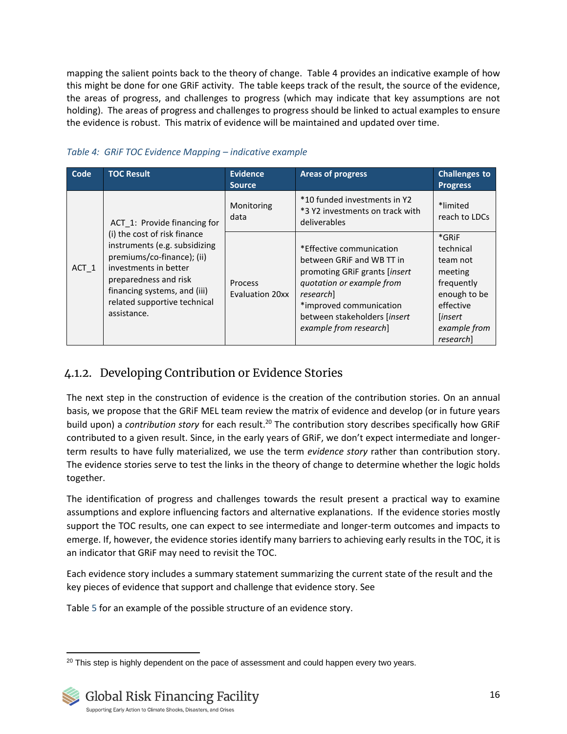mapping the salient points back to the theory of change. Table 4 provides an indicative example of how this might be done for one GRiF activity. The table keeps track of the result, the source of the evidence, the areas of progress, and challenges to progress (which may indicate that key assumptions are not holding). The areas of progress and challenges to progress should be linked to actual examples to ensure the evidence is robust. This matrix of evidence will be maintained and updated over time.

*Table 4: GRiF TOC Evidence Mapping – indicative example*

| Code | TOC Result | Evidence Source | Areas of progress | Challenges to Progress |
|---|---|---|---|---|
| ACT_1 | ACT_1: Provide financing for (i) the cost of risk finance instruments (e.g. subsidizing premiums/co-finance); (ii) investments in better preparedness and risk financing systems, and (iii) related supportive technical assistance. | Monitoring data | *10 funded investments in Y2<br>*3 Y2 investments on track with deliverables | *limited reach to LDCs |
| | | Process Evaluation 20xx | *Effective communication between GRiF and WB TT in promoting GRiF grants [*insert quotation or example from research*]<br>*improved communication between stakeholders [*insert example from research*] | *GRiF technical team not meeting frequently enough to be effective [*insert example from research*] |

### 4.1.2. Developing Contribution or Evidence Stories

The next step in the construction of evidence is the creation of the contribution stories. On an annual basis, we propose that the GRiF MEL team review the matrix of evidence and develop (or in future years build upon) a *contribution story* for each result.[20] The contribution story describes specifically how GRiF contributed to a given result. Since, in the early years of GRiF, we don't expect intermediate and longer-term results to have fully materialized, we use the term *evidence story* rather than contribution story. The evidence stories serve to test the links in the theory of change to determine whether the logic holds together.

The identification of progress and challenges towards the result present a practical way to examine assumptions and explore influencing factors and alternative explanations. If the evidence stories mostly support the TOC results, one can expect to see intermediate and longer-term outcomes and impacts to emerge. If, however, the evidence stories identify many barriers to achieving early results in the TOC, it is an indicator that GRiF may need to revisit the TOC.

Each evidence story includes a summary statement summarizing the current state of the result and the key pieces of evidence that support and challenge that evidence story. See

Table 5 for an example of the possible structure of an evidence story.

[20] This step is highly dependent on the pace of assessment and could happen every two years.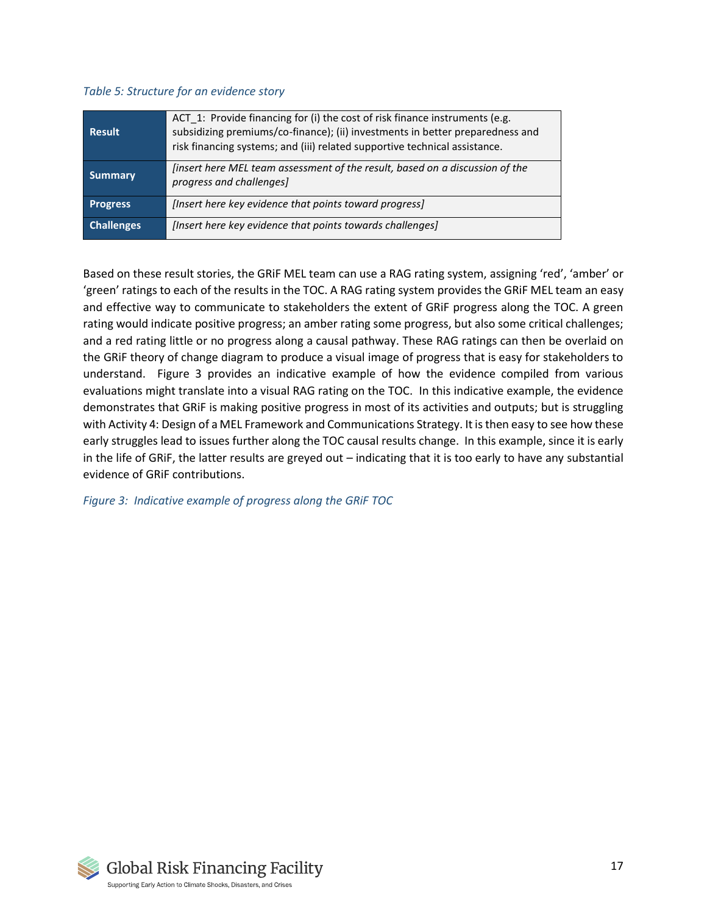*Table 5: Structure for an evidence story*

| | |
|---|---|
| **Result** | ACT_1: Provide financing for (i) the cost of risk finance instruments (e.g. subsidizing premiums/co-finance); (ii) investments in better preparedness and risk financing systems; and (iii) related supportive technical assistance. |
| **Summary** | *[insert here MEL team assessment of the result, based on a discussion of the progress and challenges]* |
| **Progress** | *[Insert here key evidence that points toward progress]* |
| **Challenges** | *[Insert here key evidence that points towards challenges]* |

Based on these result stories, the GRiF MEL team can use a RAG rating system, assigning 'red', 'amber' or 'green' ratings to each of the results in the TOC. A RAG rating system provides the GRiF MEL team an easy and effective way to communicate to stakeholders the extent of GRiF progress along the TOC. A green rating would indicate positive progress; an amber rating some progress, but also some critical challenges; and a red rating little or no progress along a causal pathway. These RAG ratings can then be overlaid on the GRiF theory of change diagram to produce a visual image of progress that is easy for stakeholders to understand. Figure 3 provides an indicative example of how the evidence compiled from various evaluations might translate into a visual RAG rating on the TOC. In this indicative example, the evidence demonstrates that GRiF is making positive progress in most of its activities and outputs; but is struggling with Activity 4: Design of a MEL Framework and Communications Strategy. It is then easy to see how these early struggles lead to issues further along the TOC causal results change. In this example, since it is early in the life of GRiF, the latter results are greyed out – indicating that it is too early to have any substantial evidence of GRiF contributions.

*Figure 3: Indicative example of progress along the GRiF TOC*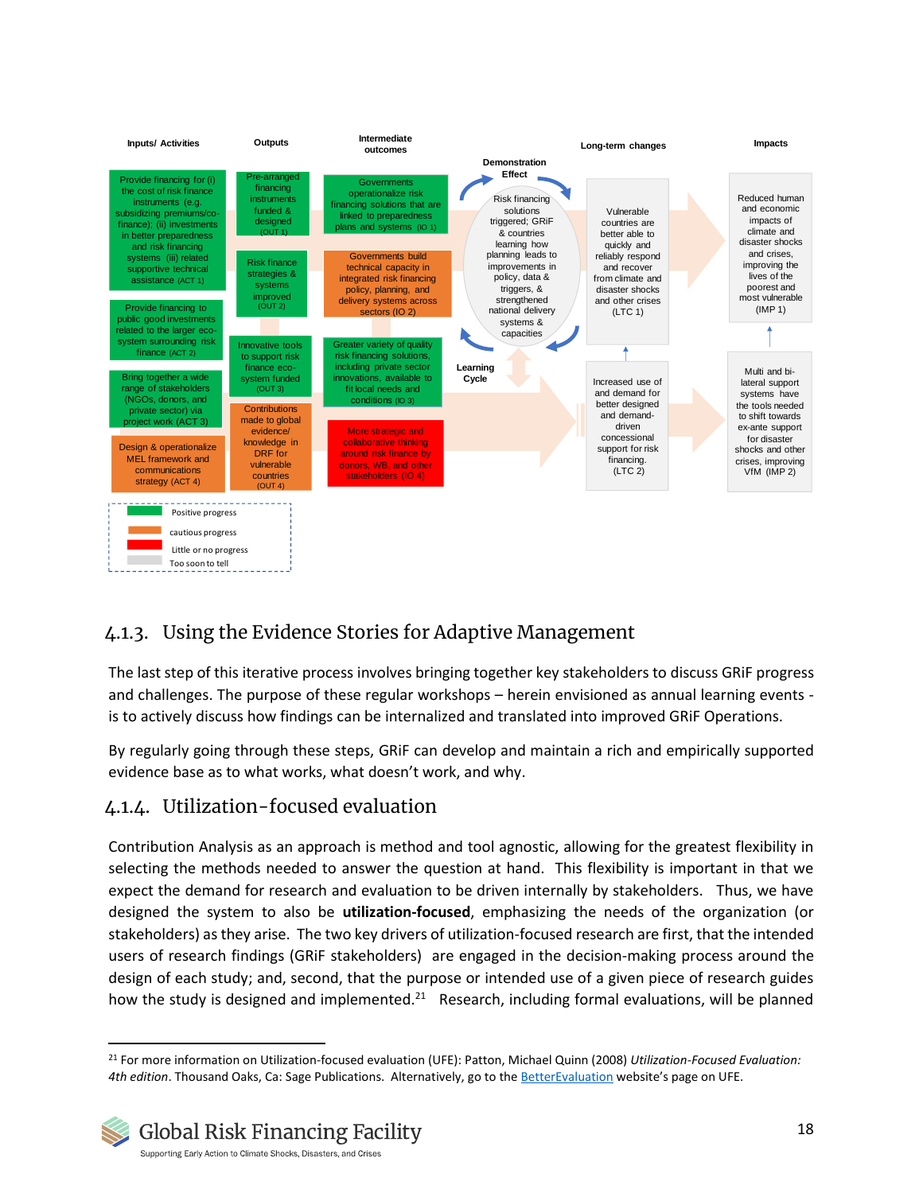| Inputs/ Activities | Outputs | Intermediate outcomes | Demonstration Effect / Learning Cycle | Long-term changes | Impacts |
|---|---|---|---|---|---|
| Provide financing for (i) the cost of risk finance instruments (e.g. subsidizing premiums/co-finance); (ii) investments in better preparedness and risk financing systems (iii) related supportive technical assistance (ACT 1) | Pre-arranged financing instruments funded & designed (OUT 1) | Governments operationalize risk financing solutions that are linked to preparedness plans and systems (IO 1) | Risk financing solutions triggered; GRiF & countries learning how planning leads to improvements in policy, data & triggers, & strengthened national delivery systems & capacities | Vulnerable countries are better able to quickly and reliably respond and recover from climate and disaster shocks and other crises (LTC 1) | Reduced human and economic impacts of climate and disaster shocks and crises, improving the lives of the poorest and most vulnerable (IMP 1) |
| Provide financing to public good investments related to the larger eco-system surrounding risk finance (ACT 2) | Risk finance strategies & systems improved (OUT 2) | Governments build technical capacity in integrated risk financing policy, planning, and delivery systems across sectors (IO 2) | | Increased use of and demand for better designed and demand-driven concessional support for risk financing. (LTC 2) | Multi and bi-lateral support systems have the tools needed to shift towards ex-ante support for disaster shocks and other crises, improving VfM (IMP 2) |
| Bring together a wide range of stakeholders (NGOs, donors, and private sector) via project work (ACT 3) | Innovative tools to support risk finance eco-system funded (OUT 3) | Greater variety of quality risk financing solutions, including private sector innovations, available to fit local needs and conditions (IO 3) | | | |
| Design & operationalize MEL framework and communications strategy (ACT 4) | Contributions made to global evidence/ knowledge in DRF for vulnerable countries (OUT 4) | More strategic and collaborative thinking around risk finance by donors, WB, and other stakeholders (IO 4) | | | |

Legend: Positive progress (green); cautious progress (orange); Little or no progress (red); Too soon to tell (grey)

### 4.1.3. Using the Evidence Stories for Adaptive Management

The last step of this iterative process involves bringing together key stakeholders to discuss GRiF progress and challenges. The purpose of these regular workshops – herein envisioned as annual learning events - is to actively discuss how findings can be internalized and translated into improved GRiF Operations.

By regularly going through these steps, GRiF can develop and maintain a rich and empirically supported evidence base as to what works, what doesn't work, and why.

### 4.1.4. Utilization-focused evaluation

Contribution Analysis as an approach is method and tool agnostic, allowing for the greatest flexibility in selecting the methods needed to answer the question at hand. This flexibility is important in that we expect the demand for research and evaluation to be driven internally by stakeholders. Thus, we have designed the system to also be **utilization-focused**, emphasizing the needs of the organization (or stakeholders) as they arise. The two key drivers of utilization-focused research are first, that the intended users of research findings (GRiF stakeholders) are engaged in the decision-making process around the design of each study; and, second, that the purpose or intended use of a given piece of research guides how the study is designed and implemented.[21] Research, including formal evaluations, will be planned

[21] For more information on Utilization-focused evaluation (UFE): Patton, Michael Quinn (2008) *Utilization-Focused Evaluation: 4th edition*. Thousand Oaks, Ca: Sage Publications. Alternatively, go to the BetterEvaluation website's page on UFE.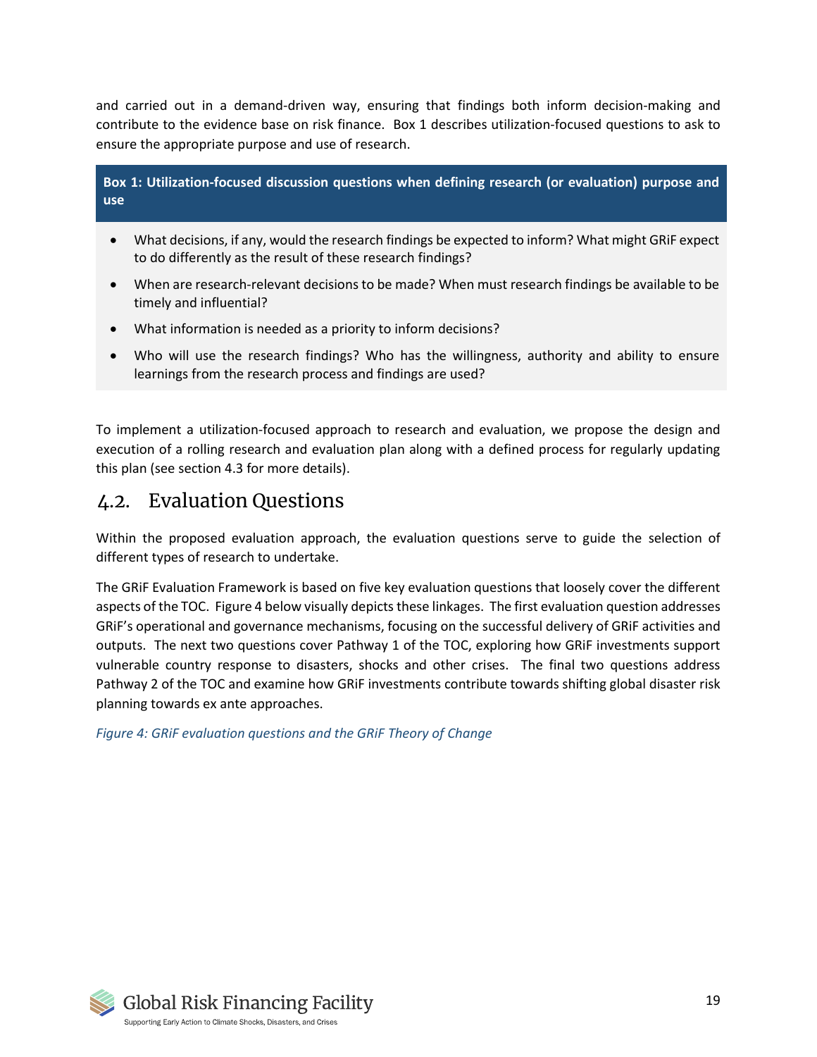and carried out in a demand-driven way, ensuring that findings both inform decision-making and contribute to the evidence base on risk finance. Box 1 describes utilization-focused questions to ask to ensure the appropriate purpose and use of research.

**Box 1: Utilization-focused discussion questions when defining research (or evaluation) purpose and use**

- What decisions, if any, would the research findings be expected to inform? What might GRiF expect to do differently as the result of these research findings?
- When are research-relevant decisions to be made? When must research findings be available to be timely and influential?
- What information is needed as a priority to inform decisions?
- Who will use the research findings? Who has the willingness, authority and ability to ensure learnings from the research process and findings are used?

To implement a utilization-focused approach to research and evaluation, we propose the design and execution of a rolling research and evaluation plan along with a defined process for regularly updating this plan (see section 4.3 for more details).

## 4.2. Evaluation Questions

Within the proposed evaluation approach, the evaluation questions serve to guide the selection of different types of research to undertake.

The GRiF Evaluation Framework is based on five key evaluation questions that loosely cover the different aspects of the TOC. Figure 4 below visually depicts these linkages. The first evaluation question addresses GRiF's operational and governance mechanisms, focusing on the successful delivery of GRiF activities and outputs. The next two questions cover Pathway 1 of the TOC, exploring how GRiF investments support vulnerable country response to disasters, shocks and other crises. The final two questions address Pathway 2 of the TOC and examine how GRiF investments contribute towards shifting global disaster risk planning towards ex ante approaches.

*Figure 4: GRiF evaluation questions and the GRiF Theory of Change*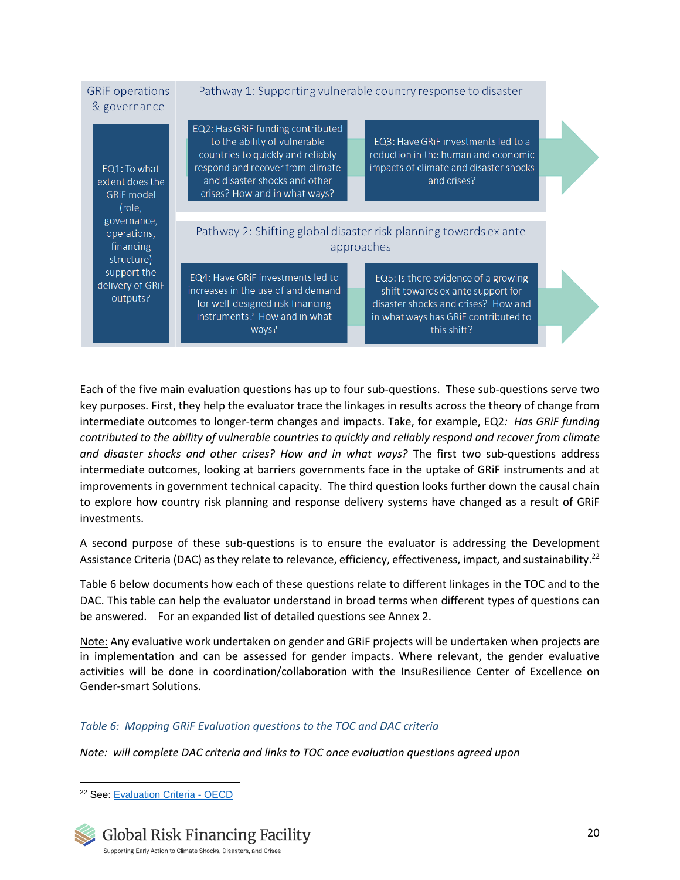| GRiF operations & governance | Pathway 1: Supporting vulnerable country response to disaster | |
|---|---|---|
| EQ1: To what extent does the GRiF model (role, governance, operations, financing structure) support the delivery of GRiF outputs? | EQ2: Has GRiF funding contributed to the ability of vulnerable countries to quickly and reliably respond and recover from climate and disaster shocks and other crises? How and in what ways? | EQ3: Have GRiF investments led to a reduction in the human and economic impacts of climate and disaster shocks and crises? |
| | **Pathway 2: Shifting global disaster risk planning towards ex ante approaches** | |
| | EQ4: Have GRiF investments led to increases in the use of and demand for well-designed risk financing instruments? How and in what ways? | EQ5: Is there evidence of a growing shift towards ex ante support for disaster shocks and crises? How and in what ways has GRiF contributed to this shift? |

Each of the five main evaluation questions has up to four sub-questions. These sub-questions serve two key purposes. First, they help the evaluator trace the linkages in results across the theory of change from intermediate outcomes to longer-term changes and impacts. Take, for example, EQ2*: Has GRiF funding contributed to the ability of vulnerable countries to quickly and reliably respond and recover from climate and disaster shocks and other crises? How and in what ways?* The first two sub-questions address intermediate outcomes, looking at barriers governments face in the uptake of GRiF instruments and at improvements in government technical capacity. The third question looks further down the causal chain to explore how country risk planning and response delivery systems have changed as a result of GRiF investments.

A second purpose of these sub-questions is to ensure the evaluator is addressing the Development Assistance Criteria (DAC) as they relate to relevance, efficiency, effectiveness, impact, and sustainability.[22]

Table 6 below documents how each of these questions relate to different linkages in the TOC and to the DAC. This table can help the evaluator understand in broad terms when different types of questions can be answered. For an expanded list of detailed questions see Annex 2.

<u>Note:</u> Any evaluative work undertaken on gender and GRiF projects will be undertaken when projects are in implementation and can be assessed for gender impacts. Where relevant, the gender evaluative activities will be done in coordination/collaboration with the InsuResilience Center of Excellence on Gender-smart Solutions.

*Table 6: Mapping GRiF Evaluation questions to the TOC and DAC criteria*

*Note: will complete DAC criteria and links to TOC once evaluation questions agreed upon*

[22] See: Evaluation Criteria - OECD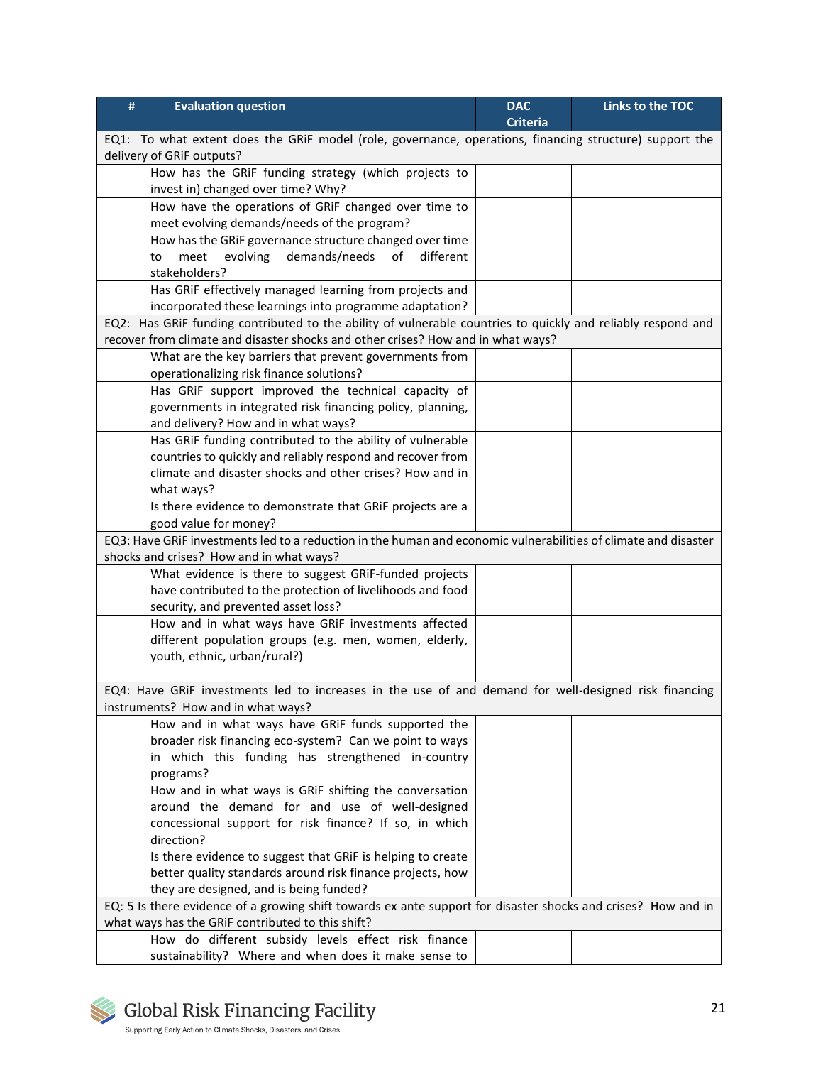| # | Evaluation question | DAC Criteria | Links to the TOC |
|---|---|---|---|
| EQ1: To what extent does the GRiF model (role, governance, operations, financing structure) support the delivery of GRiF outputs? | | | |
| | How has the GRiF funding strategy (which projects to invest in) changed over time? Why? | | |
| | How have the operations of GRiF changed over time to meet evolving demands/needs of the program? | | |
| | How has the GRiF governance structure changed over time to meet evolving demands/needs of different stakeholders? | | |
| | Has GRiF effectively managed learning from projects and incorporated these learnings into programme adaptation? | | |
| EQ2: Has GRiF funding contributed to the ability of vulnerable countries to quickly and reliably respond and recover from climate and disaster shocks and other crises? How and in what ways? | | | |
| | What are the key barriers that prevent governments from operationalizing risk finance solutions? | | |
| | Has GRiF support improved the technical capacity of governments in integrated risk financing policy, planning, and delivery? How and in what ways? | | |
| | Has GRiF funding contributed to the ability of vulnerable countries to quickly and reliably respond and recover from climate and disaster shocks and other crises? How and in what ways? | | |
| | Is there evidence to demonstrate that GRiF projects are a good value for money? | | |
| EQ3: Have GRiF investments led to a reduction in the human and economic vulnerabilities of climate and disaster shocks and crises? How and in what ways? | | | |
| | What evidence is there to suggest GRiF-funded projects have contributed to the protection of livelihoods and food security, and prevented asset loss? | | |
| | How and in what ways have GRiF investments affected different population groups (e.g. men, women, elderly, youth, ethnic, urban/rural?) | | |
| | | | |
| EQ4: Have GRiF investments led to increases in the use of and demand for well-designed risk financing instruments? How and in what ways? | | | |
| | How and in what ways have GRiF funds supported the broader risk financing eco-system? Can we point to ways in which this funding has strengthened in-country programs? | | |
| | How and in what ways is GRiF shifting the conversation around the demand for and use of well-designed concessional support for risk finance? If so, in which direction?<br>Is there evidence to suggest that GRiF is helping to create better quality standards around risk finance projects, how they are designed, and is being funded? | | |
| EQ: 5 Is there evidence of a growing shift towards ex ante support for disaster shocks and crises? How and in what ways has the GRiF contributed to this shift? | | | |
| | How do different subsidy levels effect risk finance sustainability? Where and when does it make sense to | | |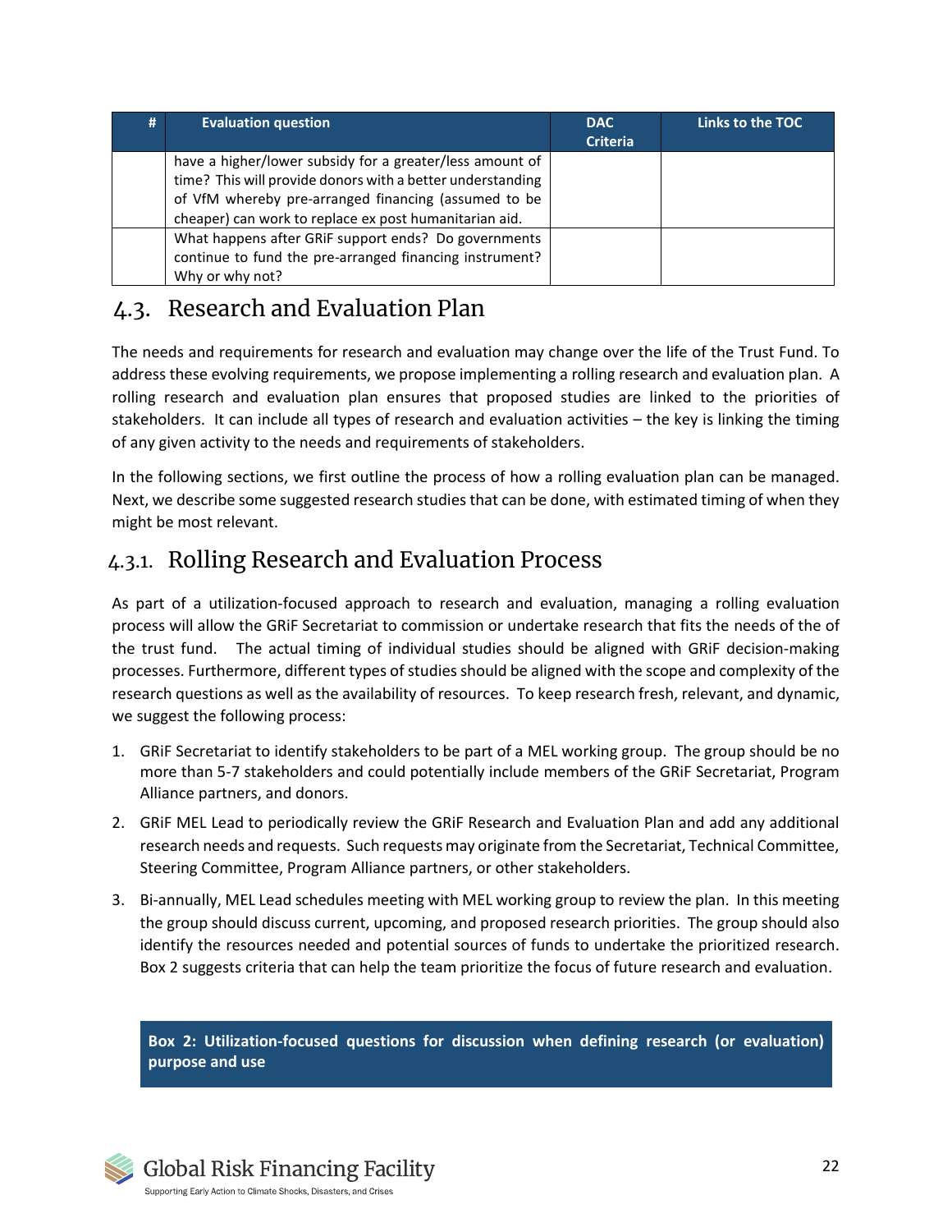| # | Evaluation question | DAC Criteria | Links to the TOC |
|---|---|---|---|
| | have a higher/lower subsidy for a greater/less amount of time? This will provide donors with a better understanding of VfM whereby pre-arranged financing (assumed to be cheaper) can work to replace ex post humanitarian aid. | | |
| | What happens after GRiF support ends? Do governments continue to fund the pre-arranged financing instrument? Why or why not? | | |

## 4.3. Research and Evaluation Plan

The needs and requirements for research and evaluation may change over the life of the Trust Fund. To address these evolving requirements, we propose implementing a rolling research and evaluation plan. A rolling research and evaluation plan ensures that proposed studies are linked to the priorities of stakeholders. It can include all types of research and evaluation activities – the key is linking the timing of any given activity to the needs and requirements of stakeholders.

In the following sections, we first outline the process of how a rolling evaluation plan can be managed. Next, we describe some suggested research studies that can be done, with estimated timing of when they might be most relevant.

### 4.3.1. Rolling Research and Evaluation Process

As part of a utilization-focused approach to research and evaluation, managing a rolling evaluation process will allow the GRiF Secretariat to commission or undertake research that fits the needs of the of the trust fund. The actual timing of individual studies should be aligned with GRiF decision-making processes. Furthermore, different types of studies should be aligned with the scope and complexity of the research questions as well as the availability of resources. To keep research fresh, relevant, and dynamic, we suggest the following process:

1. GRiF Secretariat to identify stakeholders to be part of a MEL working group. The group should be no more than 5-7 stakeholders and could potentially include members of the GRiF Secretariat, Program Alliance partners, and donors.
2. GRiF MEL Lead to periodically review the GRiF Research and Evaluation Plan and add any additional research needs and requests. Such requests may originate from the Secretariat, Technical Committee, Steering Committee, Program Alliance partners, or other stakeholders.
3. Bi-annually, MEL Lead schedules meeting with MEL working group to review the plan. In this meeting the group should discuss current, upcoming, and proposed research priorities. The group should also identify the resources needed and potential sources of funds to undertake the prioritized research. Box 2 suggests criteria that can help the team prioritize the focus of future research and evaluation.

**Box 2: Utilization-focused questions for discussion when defining research (or evaluation) purpose and use**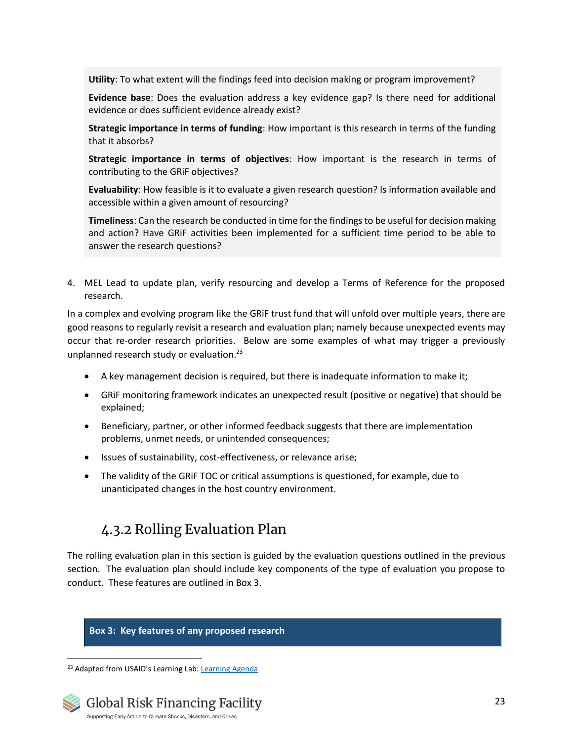**Utility**: To what extent will the findings feed into decision making or program improvement?

**Evidence base**: Does the evaluation address a key evidence gap? Is there need for additional evidence or does sufficient evidence already exist?

**Strategic importance in terms of funding**: How important is this research in terms of the funding that it absorbs?

**Strategic importance in terms of objectives**: How important is the research in terms of contributing to the GRiF objectives?

**Evaluability**: How feasible is it to evaluate a given research question? Is information available and accessible within a given amount of resourcing?

**Timeliness**: Can the research be conducted in time for the findings to be useful for decision making and action? Have GRiF activities been implemented for a sufficient time period to be able to answer the research questions?

4. MEL Lead to update plan, verify resourcing and develop a Terms of Reference for the proposed research.

In a complex and evolving program like the GRiF trust fund that will unfold over multiple years, there are good reasons to regularly revisit a research and evaluation plan; namely because unexpected events may occur that re-order research priorities. Below are some examples of what may trigger a previously unplanned research study or evaluation.[23]

- A key management decision is required, but there is inadequate information to make it;
- GRiF monitoring framework indicates an unexpected result (positive or negative) that should be explained;
- Beneficiary, partner, or other informed feedback suggests that there are implementation problems, unmet needs, or unintended consequences;
- Issues of sustainability, cost-effectiveness, or relevance arise;
- The validity of the GRiF TOC or critical assumptions is questioned, for example, due to unanticipated changes in the host country environment.

### 4.3.2 Rolling Evaluation Plan

The rolling evaluation plan in this section is guided by the evaluation questions outlined in the previous section. The evaluation plan should include key components of the type of evaluation you propose to conduct. These features are outlined in Box 3.

**Box 3: Key features of any proposed research**

[23] Adapted from USAID's Learning Lab: Learning Agenda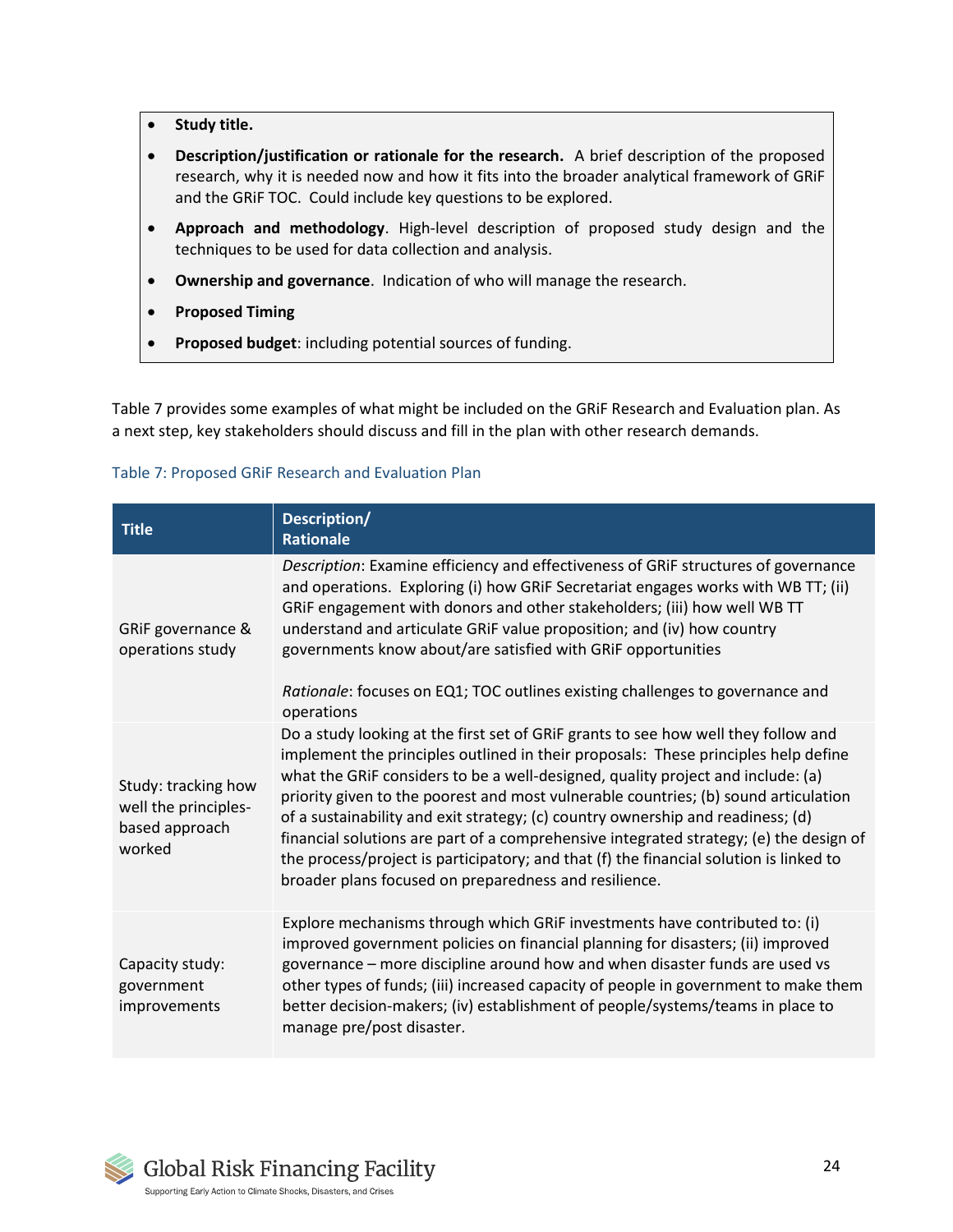- **Study title.**
- **Description/justification or rationale for the research.** A brief description of the proposed research, why it is needed now and how it fits into the broader analytical framework of GRiF and the GRiF TOC. Could include key questions to be explored.
- **Approach and methodology**. High-level description of proposed study design and the techniques to be used for data collection and analysis.
- **Ownership and governance**. Indication of who will manage the research.
- **Proposed Timing**
- **Proposed budget**: including potential sources of funding.

Table 7 provides some examples of what might be included on the GRiF Research and Evaluation plan. As a next step, key stakeholders should discuss and fill in the plan with other research demands.

Table 7: Proposed GRiF Research and Evaluation Plan

| Title | Description/ Rationale |
|---|---|
| GRiF governance & operations study | *Description*: Examine efficiency and effectiveness of GRiF structures of governance and operations. Exploring (i) how GRiF Secretariat engages works with WB TT; (ii) GRiF engagement with donors and other stakeholders; (iii) how well WB TT understand and articulate GRiF value proposition; and (iv) how country governments know about/are satisfied with GRiF opportunities<br><br>*Rationale*: focuses on EQ1; TOC outlines existing challenges to governance and operations |
| Study: tracking how well the principles-based approach worked | Do a study looking at the first set of GRiF grants to see how well they follow and implement the principles outlined in their proposals: These principles help define what the GRiF considers to be a well-designed, quality project and include: (a) priority given to the poorest and most vulnerable countries; (b) sound articulation of a sustainability and exit strategy; (c) country ownership and readiness; (d) financial solutions are part of a comprehensive integrated strategy; (e) the design of the process/project is participatory; and that (f) the financial solution is linked to broader plans focused on preparedness and resilience. |
| Capacity study: government improvements | Explore mechanisms through which GRiF investments have contributed to: (i) improved government policies on financial planning for disasters; (ii) improved governance – more discipline around how and when disaster funds are used vs other types of funds; (iii) increased capacity of people in government to make them better decision-makers; (iv) establishment of people/systems/teams in place to manage pre/post disaster. |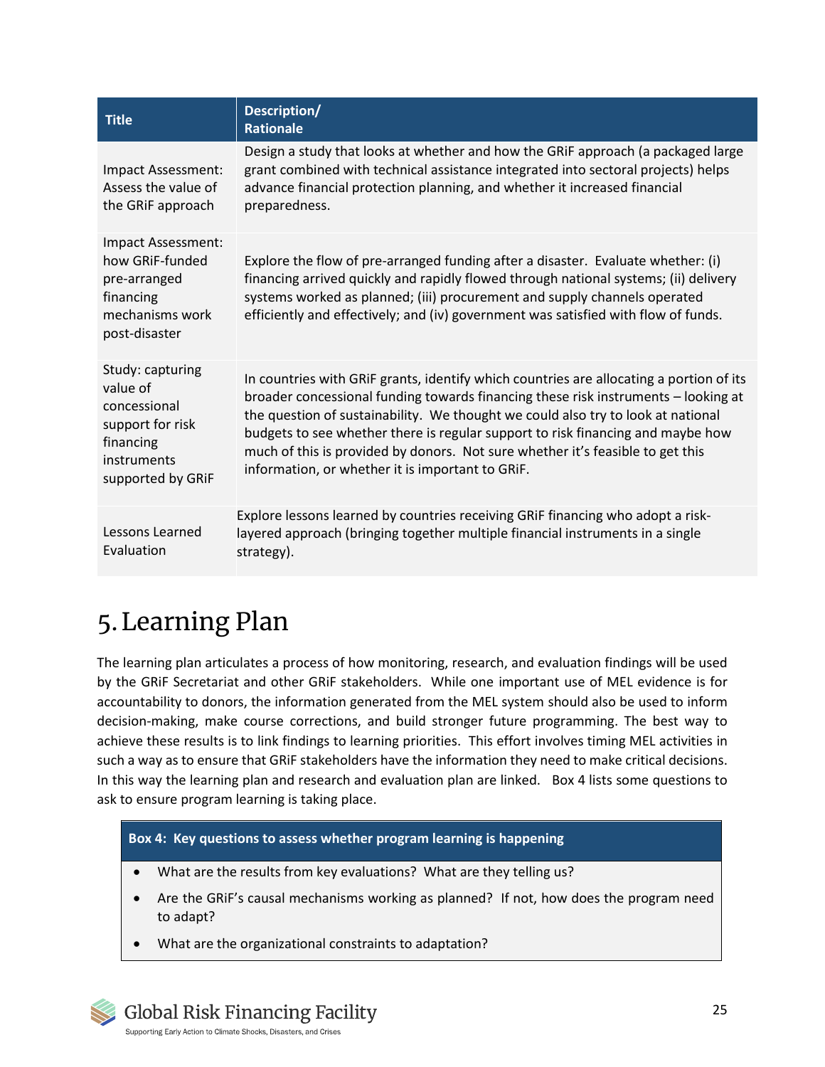| Title | Description/ Rationale |
| --- | --- |
| Impact Assessment: Assess the value of the GRiF approach | Design a study that looks at whether and how the GRiF approach (a packaged large grant combined with technical assistance integrated into sectoral projects) helps advance financial protection planning, and whether it increased financial preparedness. |
| Impact Assessment: how GRiF-funded pre-arranged financing mechanisms work post-disaster | Explore the flow of pre-arranged funding after a disaster. Evaluate whether: (i) financing arrived quickly and rapidly flowed through national systems; (ii) delivery systems worked as planned; (iii) procurement and supply channels operated efficiently and effectively; and (iv) government was satisfied with flow of funds. |
| Study: capturing value of concessional support for risk financing instruments supported by GRiF | In countries with GRiF grants, identify which countries are allocating a portion of its broader concessional funding towards financing these risk instruments – looking at the question of sustainability. We thought we could also try to look at national budgets to see whether there is regular support to risk financing and maybe how much of this is provided by donors. Not sure whether it's feasible to get this information, or whether it is important to GRiF. |
| Lessons Learned Evaluation | Explore lessons learned by countries receiving GRiF financing who adopt a risk-layered approach (bringing together multiple financial instruments in a single strategy). |

# 5. Learning Plan

The learning plan articulates a process of how monitoring, research, and evaluation findings will be used by the GRiF Secretariat and other GRiF stakeholders. While one important use of MEL evidence is for accountability to donors, the information generated from the MEL system should also be used to inform decision-making, make course corrections, and build stronger future programming. The best way to achieve these results is to link findings to learning priorities. This effort involves timing MEL activities in such a way as to ensure that GRiF stakeholders have the information they need to make critical decisions. In this way the learning plan and research and evaluation plan are linked. Box 4 lists some questions to ask to ensure program learning is taking place.

**Box 4: Key questions to assess whether program learning is happening**

- What are the results from key evaluations? What are they telling us?
- Are the GRiF's causal mechanisms working as planned? If not, how does the program need to adapt?
- What are the organizational constraints to adaptation?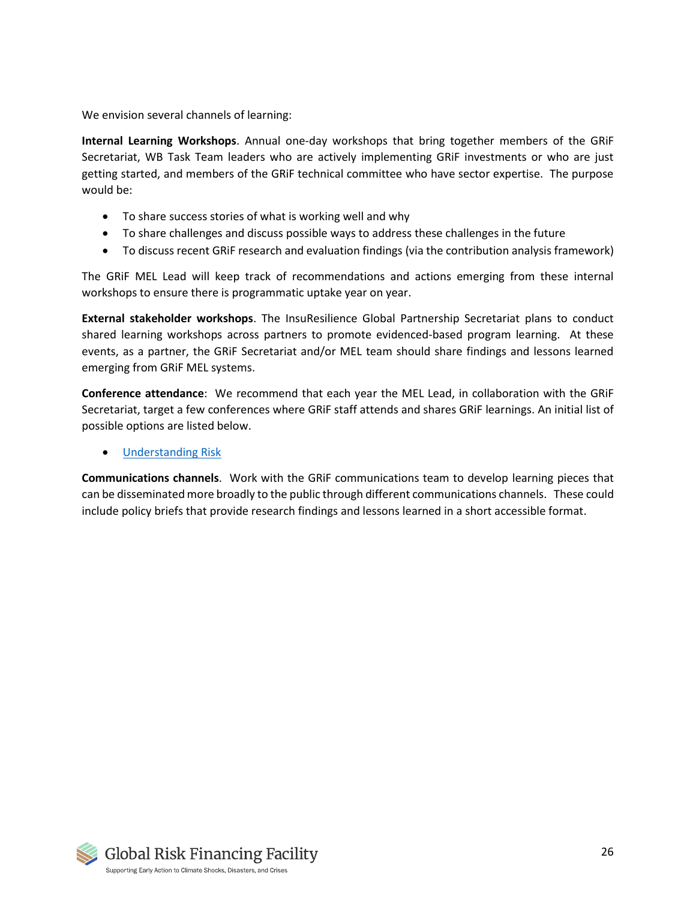We envision several channels of learning:

**Internal Learning Workshops**. Annual one-day workshops that bring together members of the GRiF Secretariat, WB Task Team leaders who are actively implementing GRiF investments or who are just getting started, and members of the GRiF technical committee who have sector expertise. The purpose would be:

- To share success stories of what is working well and why
- To share challenges and discuss possible ways to address these challenges in the future
- To discuss recent GRiF research and evaluation findings (via the contribution analysis framework)

The GRiF MEL Lead will keep track of recommendations and actions emerging from these internal workshops to ensure there is programmatic uptake year on year.

**External stakeholder workshops**. The InsuResilience Global Partnership Secretariat plans to conduct shared learning workshops across partners to promote evidenced-based program learning. At these events, as a partner, the GRiF Secretariat and/or MEL team should share findings and lessons learned emerging from GRiF MEL systems.

**Conference attendance**: We recommend that each year the MEL Lead, in collaboration with the GRiF Secretariat, target a few conferences where GRiF staff attends and shares GRiF learnings. An initial list of possible options are listed below.

- Understanding Risk

**Communications channels**. Work with the GRiF communications team to develop learning pieces that can be disseminated more broadly to the public through different communications channels. These could include policy briefs that provide research findings and lessons learned in a short accessible format.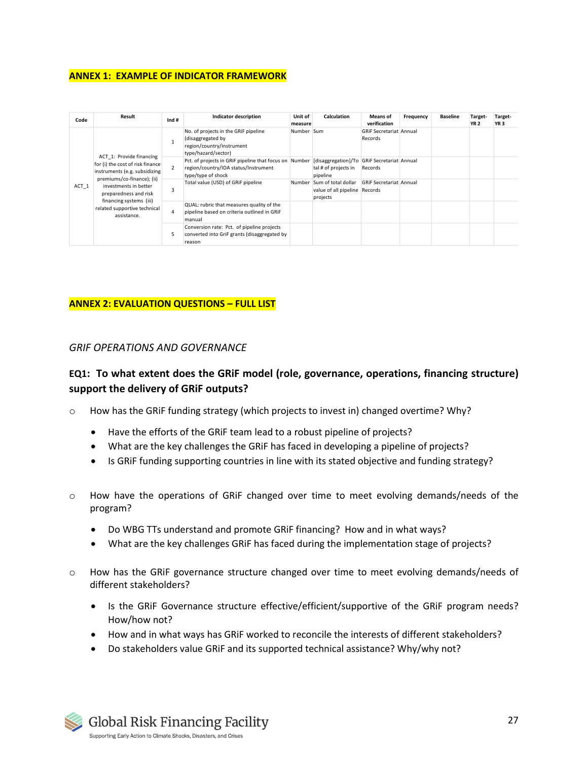## ANNEX 1: EXAMPLE OF INDICATOR FRAMEWORK

| Code | Result | Ind # | Indicator description | Unit of measure | Calculation | Means of verification | Frequency | Baseline | Target-YR 2 | Target-YR 3 |
|---|---|---|---|---|---|---|---|---|---|---|
| ACT_1 | ACT_1: Provide financing for (i) the cost of risk finance instruments (e.g. subsidizing premiums/co-finance); (ii) investments in better preparedness and risk financing systems (iii) related supportive technical assistance. | 1 | No. of projects in the GRiF pipeline (disaggregated by region/country/instrument type/hazard/sector) | Number | Sum | GRiF Secretariat Records | Annual | | | |
| | | 2 | Pct. of projects in GRiF pipeline that focus on region/country/IDA status/Instrument type/type of shock | Number | [disaggregation]/Total # of projects in pipeline | GRiF Secretariat Records | Annual | | | |
| | | 3 | Total value (USD) of GRiF pipeline | Number | Sum of total dollar value of all pipeline projects | GRiF Secretariat Records | Annual | | | |
| | | 4 | QUAL: rubric that measures quality of the pipeline based on criteria outlined in GRiF manual | | | | | | | |
| | | 5 | Conversion rate: Pct. of pipeline projects converted into GriF grants (disaggregated by reason | | | | | | | |

## ANNEX 2: EVALUATION QUESTIONS – FULL LIST

*GRIF OPERATIONS AND GOVERNANCE*

### EQ1: To what extent does the GRiF model (role, governance, operations, financing structure) support the delivery of GRiF outputs?

- How has the GRiF funding strategy (which projects to invest in) changed overtime? Why?
  - Have the efforts of the GRiF team lead to a robust pipeline of projects?
  - What are the key challenges the GRiF has faced in developing a pipeline of projects?
  - Is GRiF funding supporting countries in line with its stated objective and funding strategy?

- How have the operations of GRiF changed over time to meet evolving demands/needs of the program?
  - Do WBG TTs understand and promote GRiF financing? How and in what ways?
  - What are the key challenges GRiF has faced during the implementation stage of projects?

- How has the GRiF governance structure changed over time to meet evolving demands/needs of different stakeholders?
  - Is the GRiF Governance structure effective/efficient/supportive of the GRiF program needs? How/how not?
  - How and in what ways has GRiF worked to reconcile the interests of different stakeholders?
  - Do stakeholders value GRiF and its supported technical assistance? Why/why not?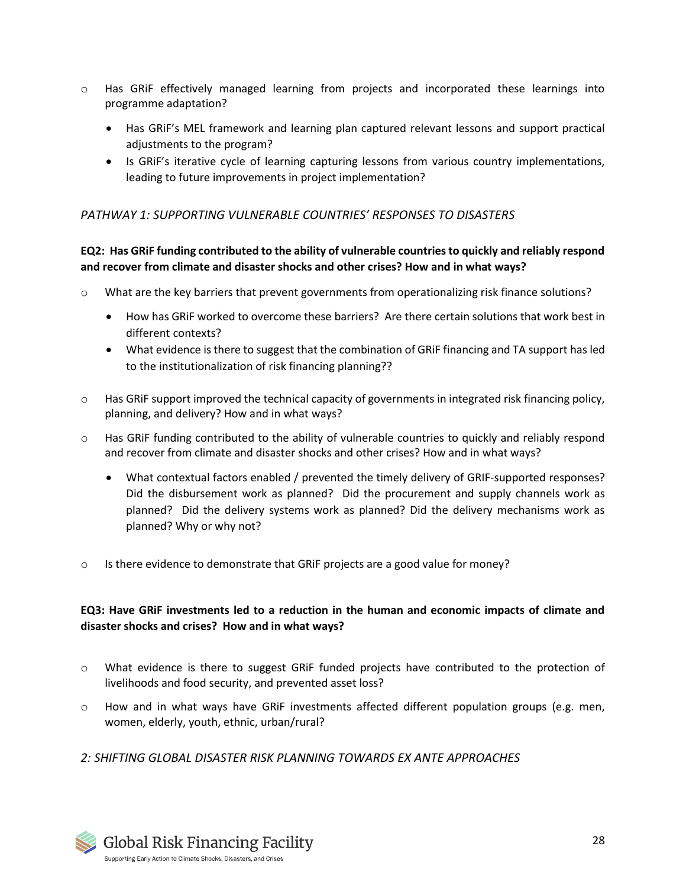- Has GRiF effectively managed learning from projects and incorporated these learnings into programme adaptation?
  - Has GRiF's MEL framework and learning plan captured relevant lessons and support practical adjustments to the program?
  - Is GRiF's iterative cycle of learning capturing lessons from various country implementations, leading to future improvements in project implementation?

*PATHWAY 1: SUPPORTING VULNERABLE COUNTRIES' RESPONSES TO DISASTERS*

**EQ2: Has GRiF funding contributed to the ability of vulnerable countries to quickly and reliably respond and recover from climate and disaster shocks and other crises? How and in what ways?**

- What are the key barriers that prevent governments from operationalizing risk finance solutions?
  - How has GRiF worked to overcome these barriers? Are there certain solutions that work best in different contexts?
  - What evidence is there to suggest that the combination of GRiF financing and TA support has led to the institutionalization of risk financing planning??
- Has GRiF support improved the technical capacity of governments in integrated risk financing policy, planning, and delivery? How and in what ways?
- Has GRiF funding contributed to the ability of vulnerable countries to quickly and reliably respond and recover from climate and disaster shocks and other crises? How and in what ways?
  - What contextual factors enabled / prevented the timely delivery of GRIF-supported responses? Did the disbursement work as planned? Did the procurement and supply channels work as planned? Did the delivery systems work as planned? Did the delivery mechanisms work as planned? Why or why not?
- Is there evidence to demonstrate that GRiF projects are a good value for money?

**EQ3: Have GRiF investments led to a reduction in the human and economic impacts of climate and disaster shocks and crises? How and in what ways?**

- What evidence is there to suggest GRiF funded projects have contributed to the protection of livelihoods and food security, and prevented asset loss?
- How and in what ways have GRiF investments affected different population groups (e.g. men, women, elderly, youth, ethnic, urban/rural?

*2: SHIFTING GLOBAL DISASTER RISK PLANNING TOWARDS EX ANTE APPROACHES*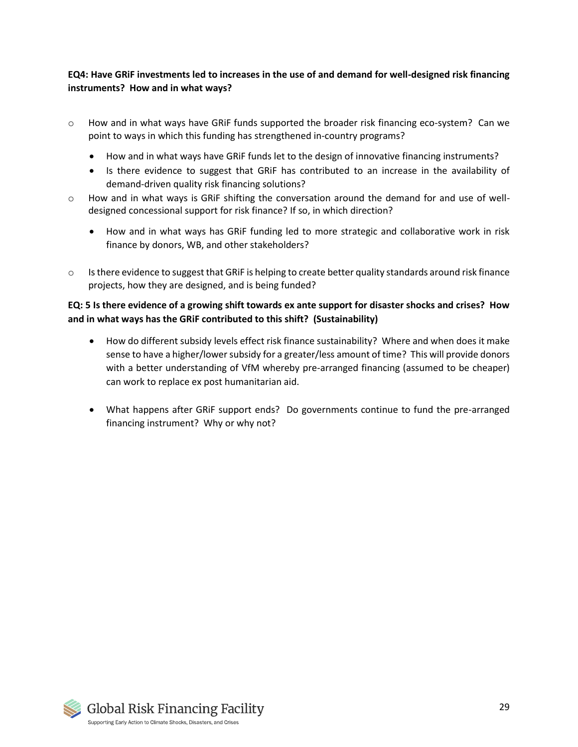**EQ4: Have GRiF investments led to increases in the use of and demand for well-designed risk financing instruments? How and in what ways?**

- How and in what ways have GRiF funds supported the broader risk financing eco-system? Can we point to ways in which this funding has strengthened in-country programs?
  - How and in what ways have GRiF funds let to the design of innovative financing instruments?
  - Is there evidence to suggest that GRiF has contributed to an increase in the availability of demand-driven quality risk financing solutions?
- How and in what ways is GRiF shifting the conversation around the demand for and use of well-designed concessional support for risk finance? If so, in which direction?
  - How and in what ways has GRiF funding led to more strategic and collaborative work in risk finance by donors, WB, and other stakeholders?
- Is there evidence to suggest that GRiF is helping to create better quality standards around risk finance projects, how they are designed, and is being funded?

**EQ: 5 Is there evidence of a growing shift towards ex ante support for disaster shocks and crises? How and in what ways has the GRiF contributed to this shift? (Sustainability)**

- How do different subsidy levels effect risk finance sustainability? Where and when does it make sense to have a higher/lower subsidy for a greater/less amount of time? This will provide donors with a better understanding of VfM whereby pre-arranged financing (assumed to be cheaper) can work to replace ex post humanitarian aid.

- What happens after GRiF support ends? Do governments continue to fund the pre-arranged financing instrument? Why or why not?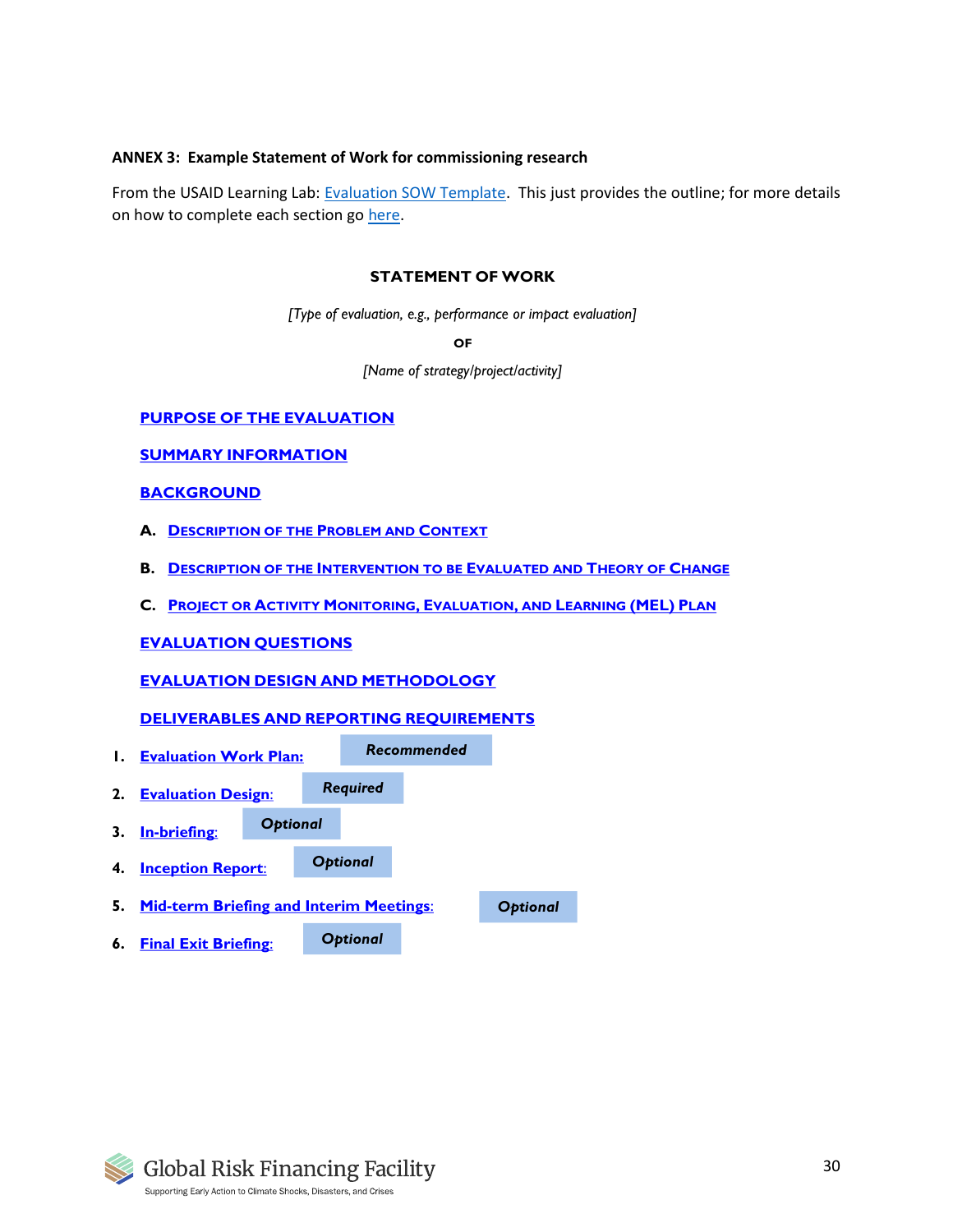**ANNEX 3: Example Statement of Work for commissioning research**

From the USAID Learning Lab: [Evaluation SOW Template](). This just provides the outline; for more details on how to complete each section go [here]().

## STATEMENT OF WORK

*[Type of evaluation, e.g., performance or impact evaluation]*

**OF**

*[Name of strategy/project/activity]*

[PURPOSE OF THE EVALUATION]()

[SUMMARY INFORMATION]()

[BACKGROUND]()

A. [Description of the Problem and Context]()

B. [Description of the Intervention to be Evaluated and Theory of Change]()

C. [Project or Activity Monitoring, Evaluation, and Learning (MEL) Plan]()

[EVALUATION QUESTIONS]()

[EVALUATION DESIGN AND METHODOLOGY]()

[DELIVERABLES AND REPORTING REQUIREMENTS]()

1. [Evaluation Work Plan:]() ***Recommended***
2. [Evaluation Design:]() ***Required***
3. [In-briefing:]() ***Optional***
4. [Inception Report:]() ***Optional***
5. [Mid-term Briefing and Interim Meetings:]() ***Optional***
6. [Final Exit Briefing:]() ***Optional***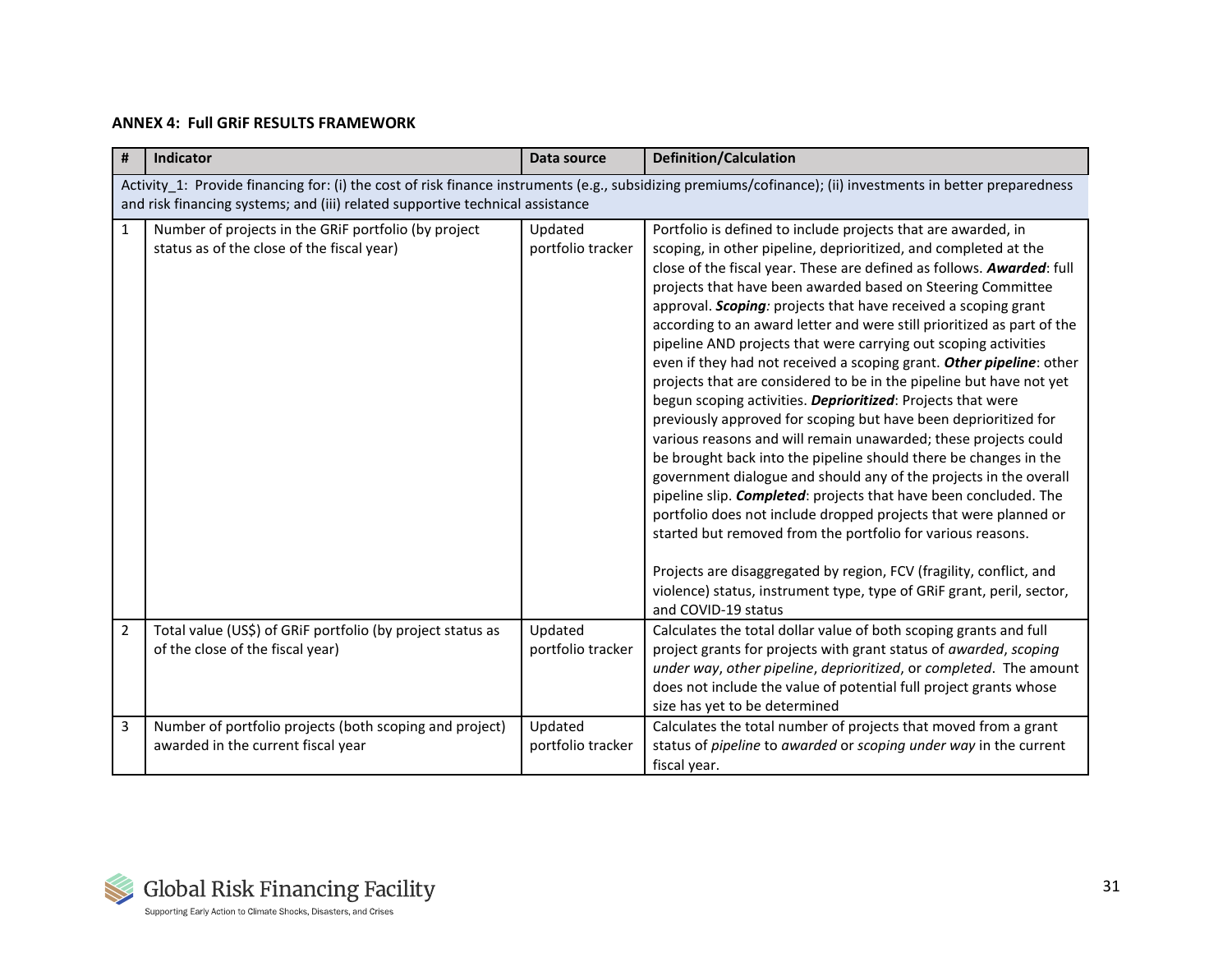**ANNEX 4: Full GRiF RESULTS FRAMEWORK**

| # | Indicator | Data source | Definition/Calculation |
|---|---|---|---|
| Activity_1: Provide financing for: (i) the cost of risk finance instruments (e.g., subsidizing premiums/cofinance); (ii) investments in better preparedness and risk financing systems; and (iii) related supportive technical assistance | | | |
| 1 | Number of projects in the GRiF portfolio (by project status as of the close of the fiscal year) | Updated portfolio tracker | Portfolio is defined to include projects that are awarded, in scoping, in other pipeline, deprioritized, and completed at the close of the fiscal year. These are defined as follows. ***Awarded***: full projects that have been awarded based on Steering Committee approval. ***Scoping:*** projects that have received a scoping grant according to an award letter and were still prioritized as part of the pipeline AND projects that were carrying out scoping activities even if they had not received a scoping grant. ***Other pipeline***: other projects that are considered to be in the pipeline but have not yet begun scoping activities. ***Deprioritized***: Projects that were previously approved for scoping but have been deprioritized for various reasons and will remain unawarded; these projects could be brought back into the pipeline should there be changes in the government dialogue and should any of the projects in the overall pipeline slip. ***Completed***: projects that have been concluded. The portfolio does not include dropped projects that were planned or started but removed from the portfolio for various reasons.<br><br>Projects are disaggregated by region, FCV (fragility, conflict, and violence) status, instrument type, type of GRiF grant, peril, sector, and COVID-19 status |
| 2 | Total value (US$) of GRiF portfolio (by project status as of the close of the fiscal year) | Updated portfolio tracker | Calculates the total dollar value of both scoping grants and full project grants for projects with grant status of *awarded*, *scoping under way*, *other pipeline*, *deprioritized*, or *completed*. The amount does not include the value of potential full project grants whose size has yet to be determined |
| 3 | Number of portfolio projects (both scoping and project) awarded in the current fiscal year | Updated portfolio tracker | Calculates the total number of projects that moved from a grant status of *pipeline* to *awarded* or *scoping under way* in the current fiscal year. |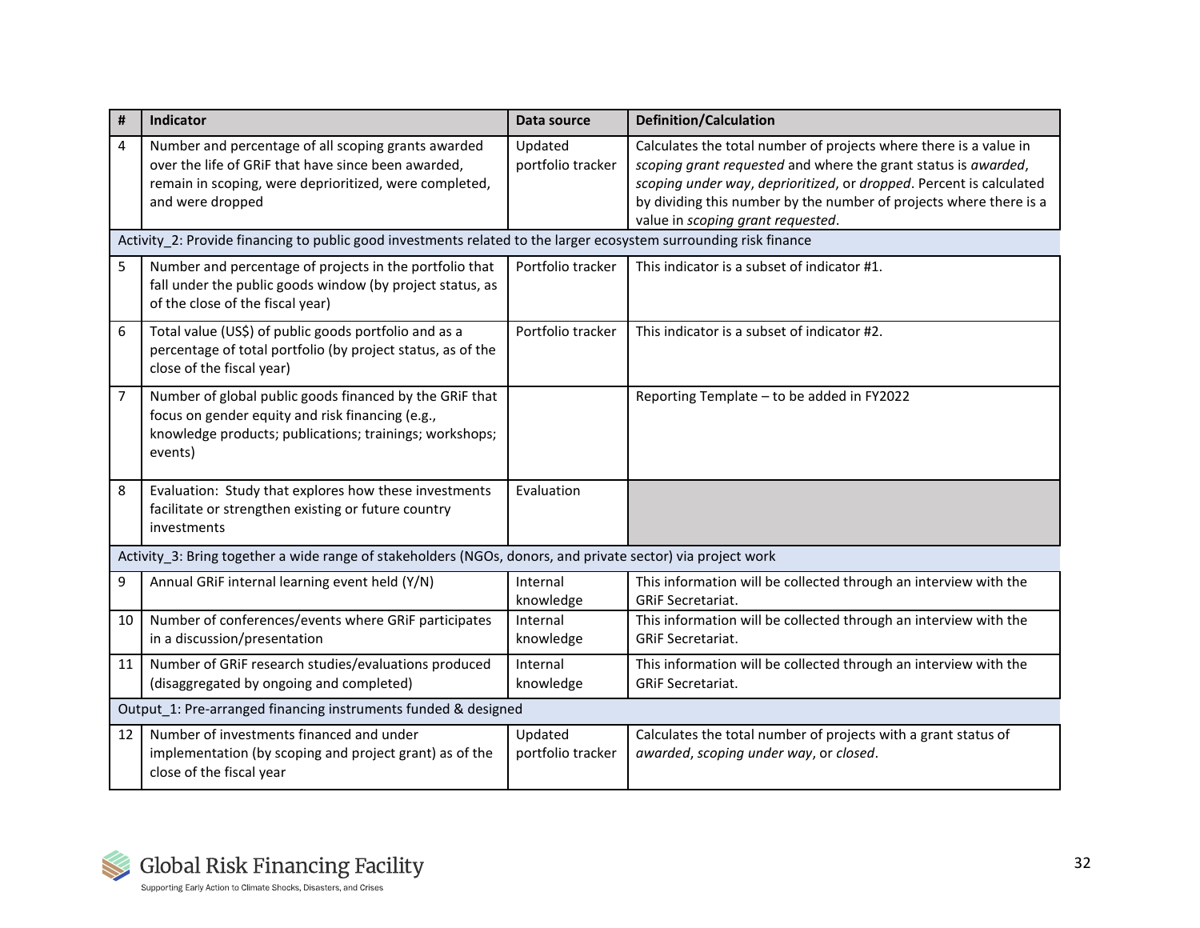| # | Indicator | Data source | Definition/Calculation |
|---|---|---|---|
| 4 | Number and percentage of all scoping grants awarded over the life of GRiF that have since been awarded, remain in scoping, were deprioritized, were completed, and were dropped | Updated portfolio tracker | Calculates the total number of projects where there is a value in *scoping grant requested* and where the grant status is *awarded*, *scoping under way*, *deprioritized*, or *dropped*. Percent is calculated by dividing this number by the number of projects where there is a value in *scoping grant requested*. |
| Activity_2: Provide financing to public good investments related to the larger ecosystem surrounding risk finance | | | |
| 5 | Number and percentage of projects in the portfolio that fall under the public goods window (by project status, as of the close of the fiscal year) | Portfolio tracker | This indicator is a subset of indicator #1. |
| 6 | Total value (US$) of public goods portfolio and as a percentage of total portfolio (by project status, as of the close of the fiscal year) | Portfolio tracker | This indicator is a subset of indicator #2. |
| 7 | Number of global public goods financed by the GRiF that focus on gender equity and risk financing (e.g., knowledge products; publications; trainings; workshops; events) | | Reporting Template – to be added in FY2022 |
| 8 | Evaluation: Study that explores how these investments facilitate or strengthen existing or future country investments | Evaluation | |
| Activity_3: Bring together a wide range of stakeholders (NGOs, donors, and private sector) via project work | | | |
| 9 | Annual GRiF internal learning event held (Y/N) | Internal knowledge | This information will be collected through an interview with the GRiF Secretariat. |
| 10 | Number of conferences/events where GRiF participates in a discussion/presentation | Internal knowledge | This information will be collected through an interview with the GRiF Secretariat. |
| 11 | Number of GRiF research studies/evaluations produced (disaggregated by ongoing and completed) | Internal knowledge | This information will be collected through an interview with the GRiF Secretariat. |
| Output_1: Pre-arranged financing instruments funded & designed | | | |
| 12 | Number of investments financed and under implementation (by scoping and project grant) as of the close of the fiscal year | Updated portfolio tracker | Calculates the total number of projects with a grant status of *awarded*, *scoping under way*, or *closed*. |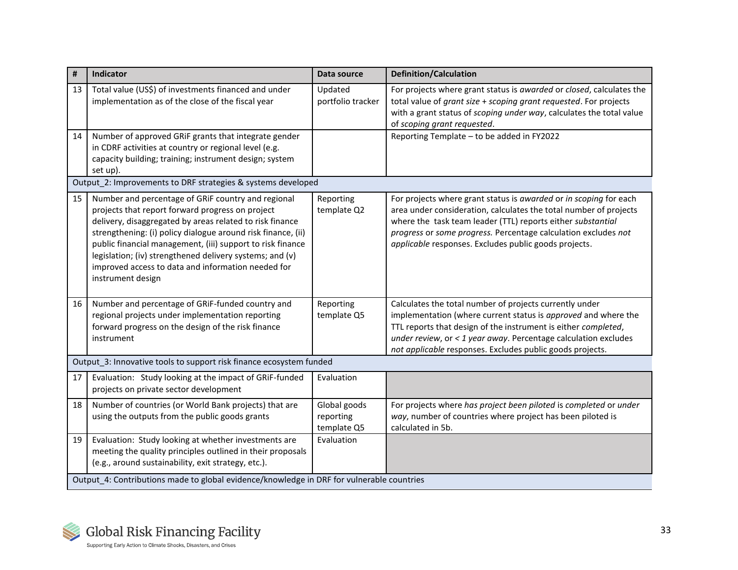| # | Indicator | Data source | Definition/Calculation |
|---|---|---|---|
| 13 | Total value (US$) of investments financed and under implementation as of the close of the fiscal year | Updated portfolio tracker | For projects where grant status is *awarded* or *closed*, calculates the total value of *grant size + scoping grant requested*. For projects with a grant status of *scoping under way*, calculates the total value of *scoping grant requested*. |
| 14 | Number of approved GRiF grants that integrate gender in CDRF activities at country or regional level (e.g. capacity building; training; instrument design; system set up). | | Reporting Template – to be added in FY2022 |
| Output_2: Improvements to DRF strategies & systems developed | | | |
| 15 | Number and percentage of GRiF country and regional projects that report forward progress on project delivery, disaggregated by areas related to risk finance strengthening: (i) policy dialogue around risk finance, (ii) public financial management, (iii) support to risk finance legislation; (iv) strengthened delivery systems; and (v) improved access to data and information needed for instrument design | Reporting template Q2 | For projects where grant status is *awarded* or *in scoping* for each area under consideration, calculates the total number of projects where the task team leader (TTL) reports either *substantial progress* or *some progress.* Percentage calculation excludes *not applicable* responses. Excludes public goods projects. |
| 16 | Number and percentage of GRiF-funded country and regional projects under implementation reporting forward progress on the design of the risk finance instrument | Reporting template Q5 | Calculates the total number of projects currently under implementation (where current status is *approved* and where the TTL reports that design of the instrument is either *completed*, *under review*, or *< 1 year away*. Percentage calculation excludes *not applicable* responses. Excludes public goods projects. |
| Output_3: Innovative tools to support risk finance ecosystem funded | | | |
| 17 | Evaluation: Study looking at the impact of GRiF-funded projects on private sector development | Evaluation | |
| 18 | Number of countries (or World Bank projects) that are using the outputs from the public goods grants | Global goods reporting template Q5 | For projects where *has project been piloted* is *completed* or *under way*, number of countries where project has been piloted is calculated in 5b. |
| 19 | Evaluation: Study looking at whether investments are meeting the quality principles outlined in their proposals (e.g., around sustainability, exit strategy, etc.). | Evaluation | |
| Output_4: Contributions made to global evidence/knowledge in DRF for vulnerable countries | | | |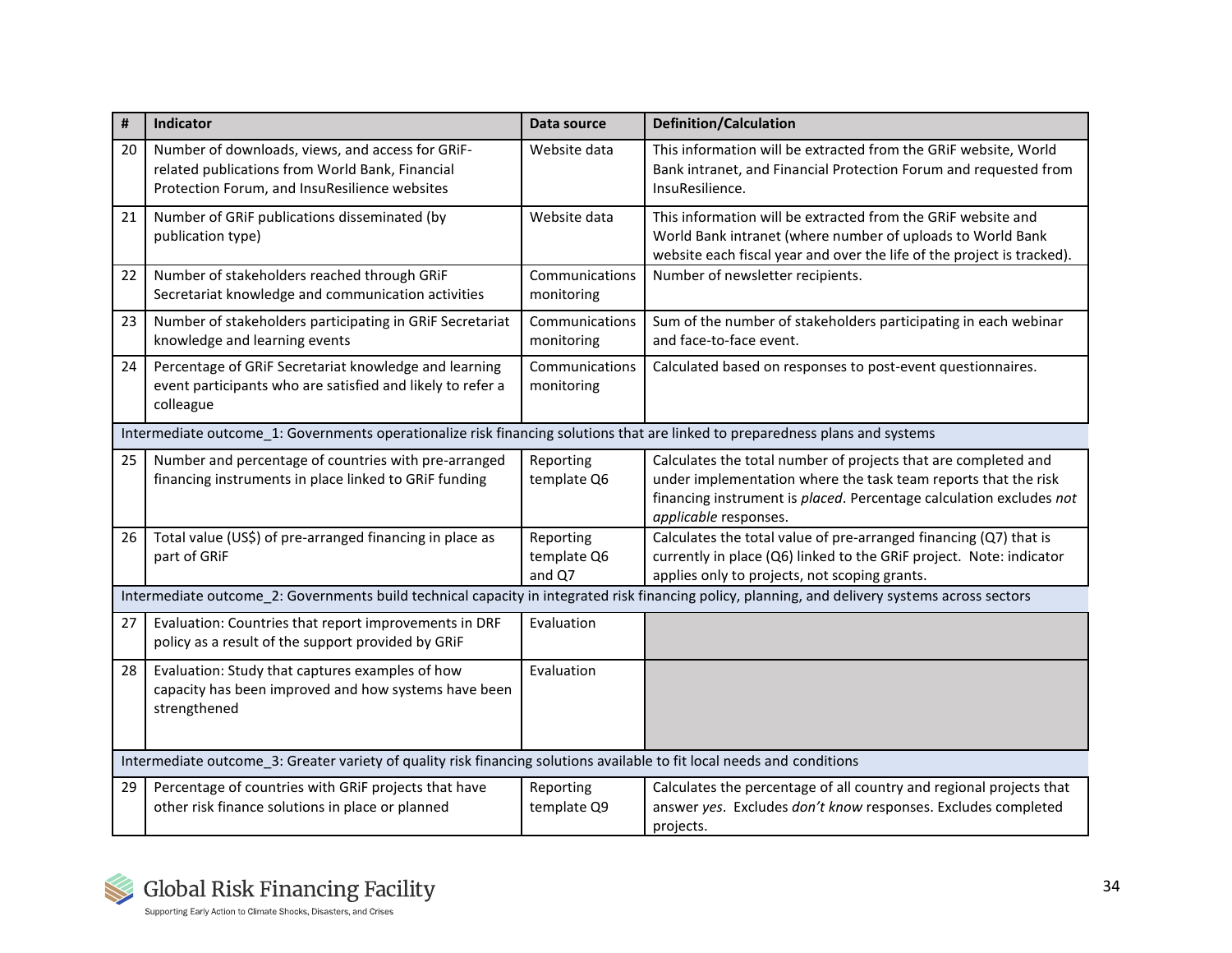| # | Indicator | Data source | Definition/Calculation |
|---|---|---|---|
| 20 | Number of downloads, views, and access for GRiF-related publications from World Bank, Financial Protection Forum, and InsuResilience websites | Website data | This information will be extracted from the GRiF website, World Bank intranet, and Financial Protection Forum and requested from InsuResilience. |
| 21 | Number of GRiF publications disseminated (by publication type) | Website data | This information will be extracted from the GRiF website and World Bank intranet (where number of uploads to World Bank website each fiscal year and over the life of the project is tracked). |
| 22 | Number of stakeholders reached through GRiF Secretariat knowledge and communication activities | Communications monitoring | Number of newsletter recipients. |
| 23 | Number of stakeholders participating in GRiF Secretariat knowledge and learning events | Communications monitoring | Sum of the number of stakeholders participating in each webinar and face-to-face event. |
| 24 | Percentage of GRiF Secretariat knowledge and learning event participants who are satisfied and likely to refer a colleague | Communications monitoring | Calculated based on responses to post-event questionnaires. |
| Intermediate outcome_1: Governments operationalize risk financing solutions that are linked to preparedness plans and systems | | | |
| 25 | Number and percentage of countries with pre-arranged financing instruments in place linked to GRiF funding | Reporting template Q6 | Calculates the total number of projects that are completed and under implementation where the task team reports that the risk financing instrument is *placed*. Percentage calculation excludes *not applicable* responses. |
| 26 | Total value (US$) of pre-arranged financing in place as part of GRiF | Reporting template Q6 and Q7 | Calculates the total value of pre-arranged financing (Q7) that is currently in place (Q6) linked to the GRiF project. Note: indicator applies only to projects, not scoping grants. |
| Intermediate outcome_2: Governments build technical capacity in integrated risk financing policy, planning, and delivery systems across sectors | | | |
| 27 | Evaluation: Countries that report improvements in DRF policy as a result of the support provided by GRiF | Evaluation | |
| 28 | Evaluation: Study that captures examples of how capacity has been improved and how systems have been strengthened | Evaluation | |
| Intermediate outcome_3: Greater variety of quality risk financing solutions available to fit local needs and conditions | | | |
| 29 | Percentage of countries with GRiF projects that have other risk finance solutions in place or planned | Reporting template Q9 | Calculates the percentage of all country and regional projects that answer *yes*. Excludes *don't know* responses. Excludes completed projects. |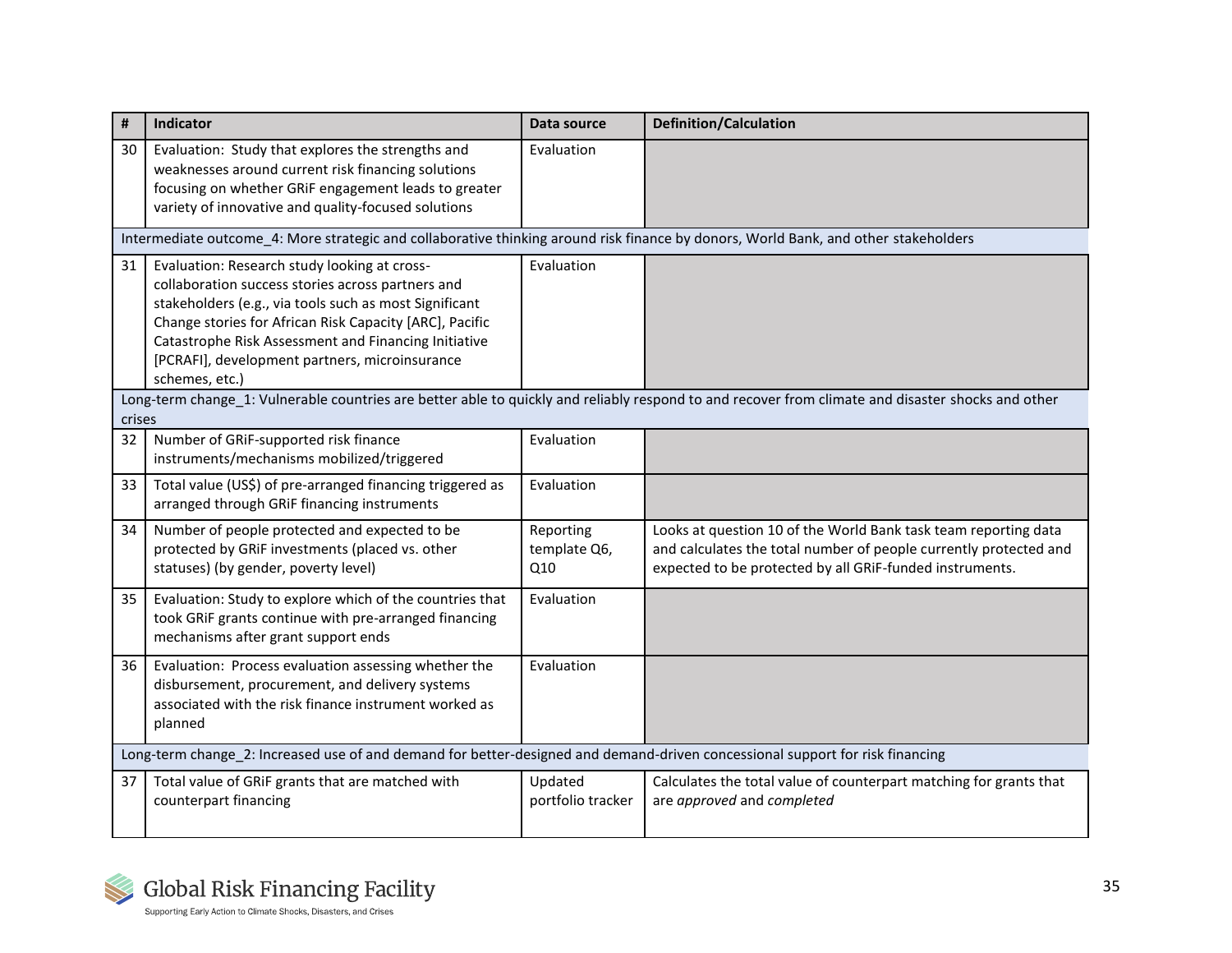| # | Indicator | Data source | Definition/Calculation |
|---|---|---|---|
| 30 | Evaluation: Study that explores the strengths and weaknesses around current risk financing solutions focusing on whether GRiF engagement leads to greater variety of innovative and quality-focused solutions | Evaluation | |
| Intermediate outcome_4: More strategic and collaborative thinking around risk finance by donors, World Bank, and other stakeholders | | | |
| 31 | Evaluation: Research study looking at cross-collaboration success stories across partners and stakeholders (e.g., via tools such as most Significant Change stories for African Risk Capacity [ARC], Pacific Catastrophe Risk Assessment and Financing Initiative [PCRAFI], development partners, microinsurance schemes, etc.) | Evaluation | |
| Long-term change_1: Vulnerable countries are better able to quickly and reliably respond to and recover from climate and disaster shocks and other crises | | | |
| 32 | Number of GRiF-supported risk finance instruments/mechanisms mobilized/triggered | Evaluation | |
| 33 | Total value (US$) of pre-arranged financing triggered as arranged through GRiF financing instruments | Evaluation | |
| 34 | Number of people protected and expected to be protected by GRiF investments (placed vs. other statuses) (by gender, poverty level) | Reporting template Q6, Q10 | Looks at question 10 of the World Bank task team reporting data and calculates the total number of people currently protected and expected to be protected by all GRiF-funded instruments. |
| 35 | Evaluation: Study to explore which of the countries that took GRiF grants continue with pre-arranged financing mechanisms after grant support ends | Evaluation | |
| 36 | Evaluation: Process evaluation assessing whether the disbursement, procurement, and delivery systems associated with the risk finance instrument worked as planned | Evaluation | |
| Long-term change_2: Increased use of and demand for better-designed and demand-driven concessional support for risk financing | | | |
| 37 | Total value of GRiF grants that are matched with counterpart financing | Updated portfolio tracker | Calculates the total value of counterpart matching for grants that are *approved* and *completed* |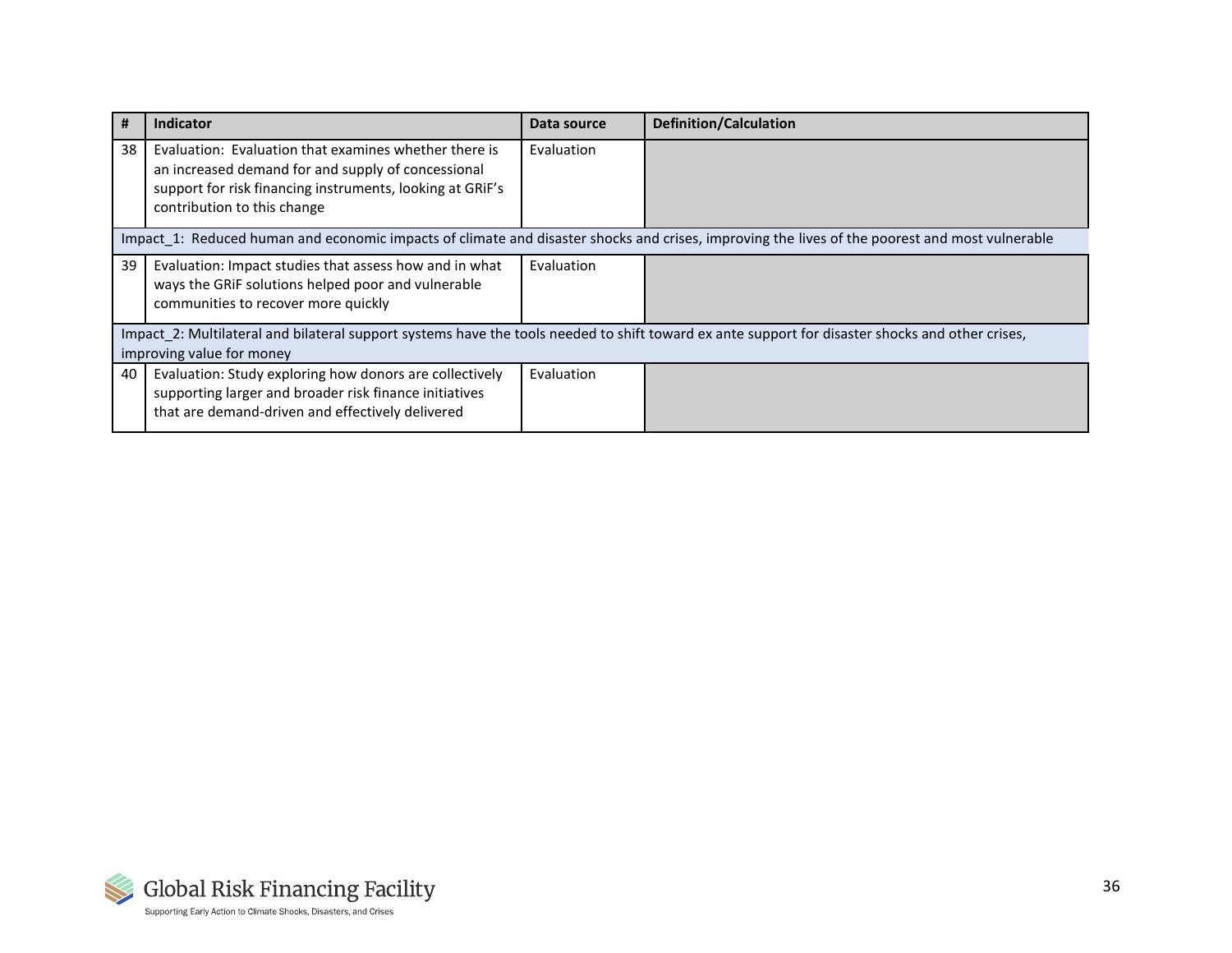| # | Indicator | Data source | Definition/Calculation |
|---|---|---|---|
| 38 | Evaluation: Evaluation that examines whether there is an increased demand for and supply of concessional support for risk financing instruments, looking at GRiF's contribution to this change | Evaluation | |
| Impact_1: Reduced human and economic impacts of climate and disaster shocks and crises, improving the lives of the poorest and most vulnerable | | | |
| 39 | Evaluation: Impact studies that assess how and in what ways the GRiF solutions helped poor and vulnerable communities to recover more quickly | Evaluation | |
| Impact_2: Multilateral and bilateral support systems have the tools needed to shift toward ex ante support for disaster shocks and other crises, improving value for money | | | |
| 40 | Evaluation: Study exploring how donors are collectively supporting larger and broader risk finance initiatives that are demand-driven and effectively delivered | Evaluation | |